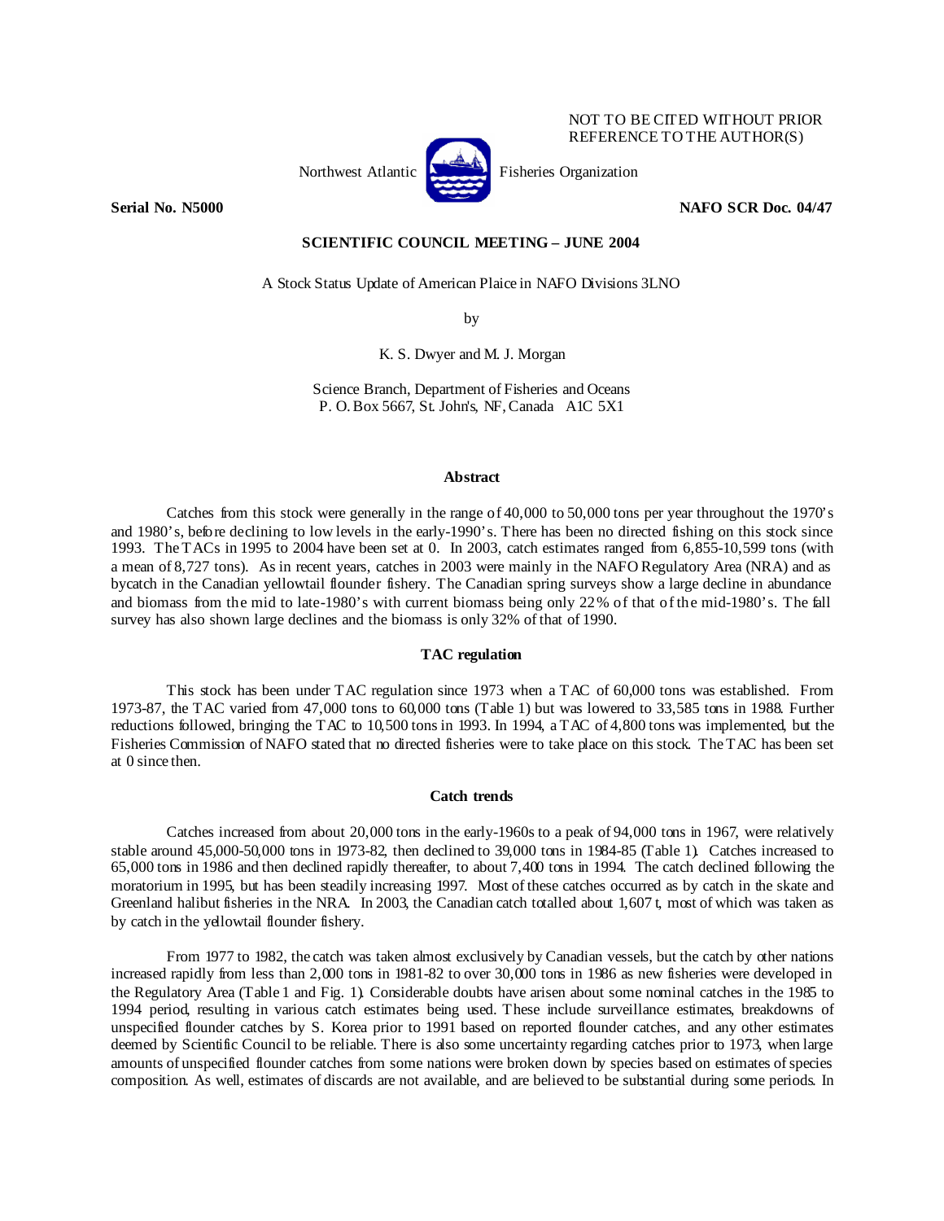NOT TO BE CITED WITHOUT PRIOR REFERENCE TO THE AUTHOR(S)

Northwest Atlantic Fisheries Organization

**Serial No. N5000** **NAFO SCR Doc. 04/47**

**SCIENTIFIC COUNCIL MEETING – JUNE 2004**

A Stock Status Update of American Plaice in NAFO Divisions 3LNO

by

K. S. Dwyer and M. J. Morgan

Science Branch, Department of Fisheries and Oceans
P. O. Box 5667, St. John's, NF, Canada A1C 5X1

## Abstract

Catches from this stock were generally in the range of 40,000 to 50,000 tons per year throughout the 1970's and 1980's, before declining to low levels in the early-1990's. There has been no directed fishing on this stock since 1993. The TACs in 1995 to 2004 have been set at 0. In 2003, catch estimates ranged from 6,855-10,599 tons (with a mean of 8,727 tons). As in recent years, catches in 2003 were mainly in the NAFO Regulatory Area (NRA) and as bycatch in the Canadian yellowtail flounder fishery. The Canadian spring surveys show a large decline in abundance and biomass from the mid to late-1980's with current biomass being only 22% of that of the mid-1980's. The fall survey has also shown large declines and the biomass is only 32% of that of 1990.

## TAC regulation

This stock has been under TAC regulation since 1973 when a TAC of 60,000 tons was established. From 1973-87, the TAC varied from 47,000 tons to 60,000 tons (Table 1) but was lowered to 33,585 tons in 1988. Further reductions followed, bringing the TAC to 10,500 tons in 1993. In 1994, a TAC of 4,800 tons was implemented, but the Fisheries Commission of NAFO stated that no directed fisheries were to take place on this stock. The TAC has been set at 0 since then.

## Catch trends

Catches increased from about 20,000 tons in the early-1960s to a peak of 94,000 tons in 1967, were relatively stable around 45,000-50,000 tons in 1973-82, then declined to 39,000 tons in 1984-85 (Table 1). Catches increased to 65,000 tons in 1986 and then declined rapidly thereafter, to about 7,400 tons in 1994. The catch declined following the moratorium in 1995, but has been steadily increasing 1997. Most of these catches occurred as by catch in the skate and Greenland halibut fisheries in the NRA. In 2003, the Canadian catch totalled about 1,607 t, most of which was taken as by catch in the yellowtail flounder fishery.

From 1977 to 1982, the catch was taken almost exclusively by Canadian vessels, but the catch by other nations increased rapidly from less than 2,000 tons in 1981-82 to over 30,000 tons in 1986 as new fisheries were developed in the Regulatory Area (Table 1 and Fig. 1). Considerable doubts have arisen about some nominal catches in the 1985 to 1994 period, resulting in various catch estimates being used. These include surveillance estimates, breakdowns of unspecified flounder catches by S. Korea prior to 1991 based on reported flounder catches, and any other estimates deemed by Scientific Council to be reliable. There is also some uncertainty regarding catches prior to 1973, when large amounts of unspecified flounder catches from some nations were broken down by species based on estimates of species composition. As well, estimates of discards are not available, and are believed to be substantial during some periods. In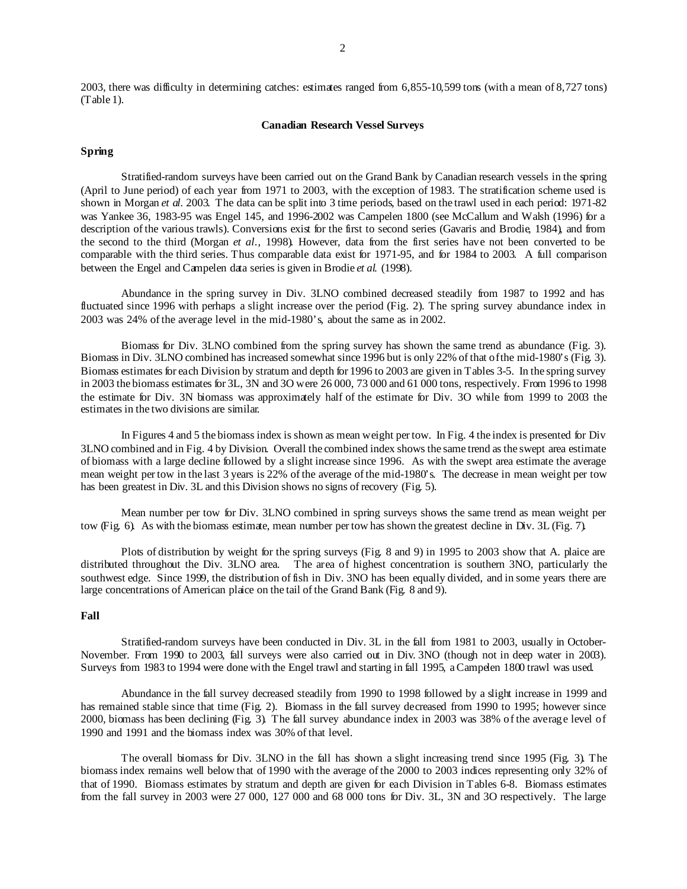2003, there was difficulty in determining catches: estimates ranged from 6,855-10,599 tons (with a mean of 8,727 tons) (Table 1).

## Canadian Research Vessel Surveys

### Spring

Stratified-random surveys have been carried out on the Grand Bank by Canadian research vessels in the spring (April to June period) of each year from 1971 to 2003, with the exception of 1983. The stratification scheme used is shown in Morgan *et al*. 2003. The data can be split into 3 time periods, based on the trawl used in each period: 1971-82 was Yankee 36, 1983-95 was Engel 145, and 1996-2002 was Campelen 1800 (see McCallum and Walsh (1996) for a description of the various trawls). Conversions exist for the first to second series (Gavaris and Brodie, 1984), and from the second to the third (Morgan *et al.*, 1998). However, data from the first series have not been converted to be comparable with the third series. Thus comparable data exist for 1971-95, and for 1984 to 2003. A full comparison between the Engel and Campelen data series is given in Brodie *et al*. (1998).

Abundance in the spring survey in Div. 3LNO combined decreased steadily from 1987 to 1992 and has fluctuated since 1996 with perhaps a slight increase over the period (Fig. 2). The spring survey abundance index in 2003 was 24% of the average level in the mid-1980's, about the same as in 2002.

Biomass for Div. 3LNO combined from the spring survey has shown the same trend as abundance (Fig. 3). Biomass in Div. 3LNO combined has increased somewhat since 1996 but is only 22% of that of the mid-1980's (Fig. 3). Biomass estimates for each Division by stratum and depth for 1996 to 2003 are given in Tables 3-5. In the spring survey in 2003 the biomass estimates for 3L, 3N and 3O were 26 000, 73 000 and 61 000 tons, respectively. From 1996 to 1998 the estimate for Div. 3N biomass was approximately half of the estimate for Div. 3O while from 1999 to 2003 the estimates in the two divisions are similar.

In Figures 4 and 5 the biomass index is shown as mean weight per tow. In Fig. 4 the index is presented for Div 3LNO combined and in Fig. 4 by Division. Overall the combined index shows the same trend as the swept area estimate of biomass with a large decline followed by a slight increase since 1996. As with the swept area estimate the average mean weight per tow in the last 3 years is 22% of the average of the mid-1980's. The decrease in mean weight per tow has been greatest in Div. 3L and this Division shows no signs of recovery (Fig. 5).

Mean number per tow for Div. 3LNO combined in spring surveys shows the same trend as mean weight per tow (Fig. 6). As with the biomass estimate, mean number per tow has shown the greatest decline in Div. 3L (Fig. 7).

Plots of distribution by weight for the spring surveys (Fig. 8 and 9) in 1995 to 2003 show that A. plaice are distributed throughout the Div. 3LNO area. The area of highest concentration is southern 3NO, particularly the southwest edge. Since 1999, the distribution of fish in Div. 3NO has been equally divided, and in some years there are large concentrations of American plaice on the tail of the Grand Bank (Fig. 8 and 9).

### Fall

Stratified-random surveys have been conducted in Div. 3L in the fall from 1981 to 2003, usually in October-November. From 1990 to 2003, fall surveys were also carried out in Div. 3NO (though not in deep water in 2003). Surveys from 1983 to 1994 were done with the Engel trawl and starting in fall 1995, a Campelen 1800 trawl was used.

Abundance in the fall survey decreased steadily from 1990 to 1998 followed by a slight increase in 1999 and has remained stable since that time (Fig. 2). Biomass in the fall survey decreased from 1990 to 1995; however since 2000, biomass has been declining (Fig. 3). The fall survey abundance index in 2003 was 38% of the average level of 1990 and 1991 and the biomass index was 30% of that level.

The overall biomass for Div. 3LNO in the fall has shown a slight increasing trend since 1995 (Fig. 3). The biomass index remains well below that of 1990 with the average of the 2000 to 2003 indices representing only 32% of that of 1990. Biomass estimates by stratum and depth are given for each Division in Tables 6-8. Biomass estimates from the fall survey in 2003 were 27 000, 127 000 and 68 000 tons for Div. 3L, 3N and 3O respectively. The large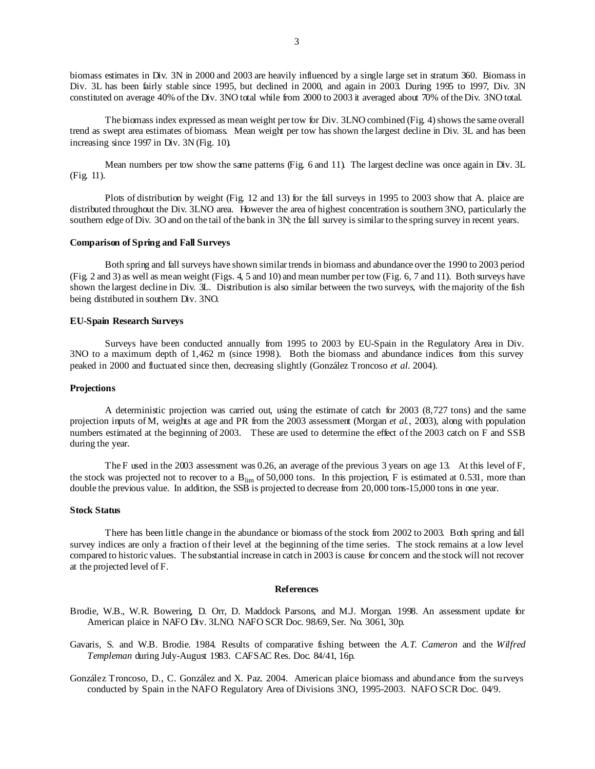biomass estimates in Div. 3N in 2000 and 2003 are heavily influenced by a single large set in stratum 360. Biomass in Div. 3L has been fairly stable since 1995, but declined in 2000, and again in 2003. During 1995 to 1997, Div. 3N constituted on average 40% of the Div. 3NO total while from 2000 to 2003 it averaged about 70% of the Div. 3NO total.

The biomass index expressed as mean weight per tow for Div. 3LNO combined (Fig. 4) shows the same overall trend as swept area estimates of biomass. Mean weight per tow has shown the largest decline in Div. 3L and has been increasing since 1997 in Div. 3N (Fig. 10).

Mean numbers per tow show the same patterns (Fig. 6 and 11). The largest decline was once again in Div. 3L (Fig. 11).

Plots of distribution by weight (Fig. 12 and 13) for the fall surveys in 1995 to 2003 show that A. plaice are distributed throughout the Div. 3LNO area. However the area of highest concentration is southern 3NO, particularly the southern edge of Div. 3O and on the tail of the bank in 3N; the fall survey is similar to the spring survey in recent years.

**Comparison of Spring and Fall Surveys**

Both spring and fall surveys have shown similar trends in biomass and abundance over the 1990 to 2003 period (Fig. 2 and 3) as well as mean weight (Figs. 4, 5 and 10) and mean number per tow (Fig. 6, 7 and 11). Both surveys have shown the largest decline in Div. 3L. Distribution is also similar between the two surveys, with the majority of the fish being distributed in southern Div. 3NO.

**EU-Spain Research Surveys**

Surveys have been conducted annually from 1995 to 2003 by EU-Spain in the Regulatory Area in Div. 3NO to a maximum depth of 1,462 m (since 1998). Both the biomass and abundance indices from this survey peaked in 2000 and fluctuated since then, decreasing slightly (González Troncoso *et al*. 2004).

**Projections**

A deterministic projection was carried out, using the estimate of catch for 2003 (8,727 tons) and the same projection inputs of M, weights at age and PR from the 2003 assessment (Morgan *et al.*, 2003), along with population numbers estimated at the beginning of 2003. These are used to determine the effect of the 2003 catch on F and SSB during the year.

The F used in the 2003 assessment was 0.26, an average of the previous 3 years on age 13. At this level of F, the stock was projected not to recover to a $B_{lim}$ of 50,000 tons. In this projection, F is estimated at 0.531, more than double the previous value. In addition, the SSB is projected to decrease from 20,000 tons-15,000 tons in one year.

**Stock Status**

There has been little change in the abundance or biomass of the stock from 2002 to 2003. Both spring and fall survey indices are only a fraction of their level at the beginning of the time series. The stock remains at a low level compared to historic values. The substantial increase in catch in 2003 is cause for concern and the stock will not recover at the projected level of F.

## References

Brodie, W.B., W.R. Bowering, D. Orr, D. Maddock Parsons, and M.J. Morgan. 1998. An assessment update for American plaice in NAFO Div. 3LNO. NAFO SCR Doc. 98/69, Ser. No. 3061, 30p.

Gavaris, S. and W.B. Brodie. 1984. Results of comparative fishing between the *A.T. Cameron* and the *Wilfred Templeman* during July-August 1983. CAFSAC Res. Doc. 84/41, 16p.

González Troncoso, D., C. González and X. Paz. 2004. American plaice biomass and abundance from the surveys conducted by Spain in the NAFO Regulatory Area of Divisions 3NO, 1995-2003. NAFO SCR Doc. 04/9.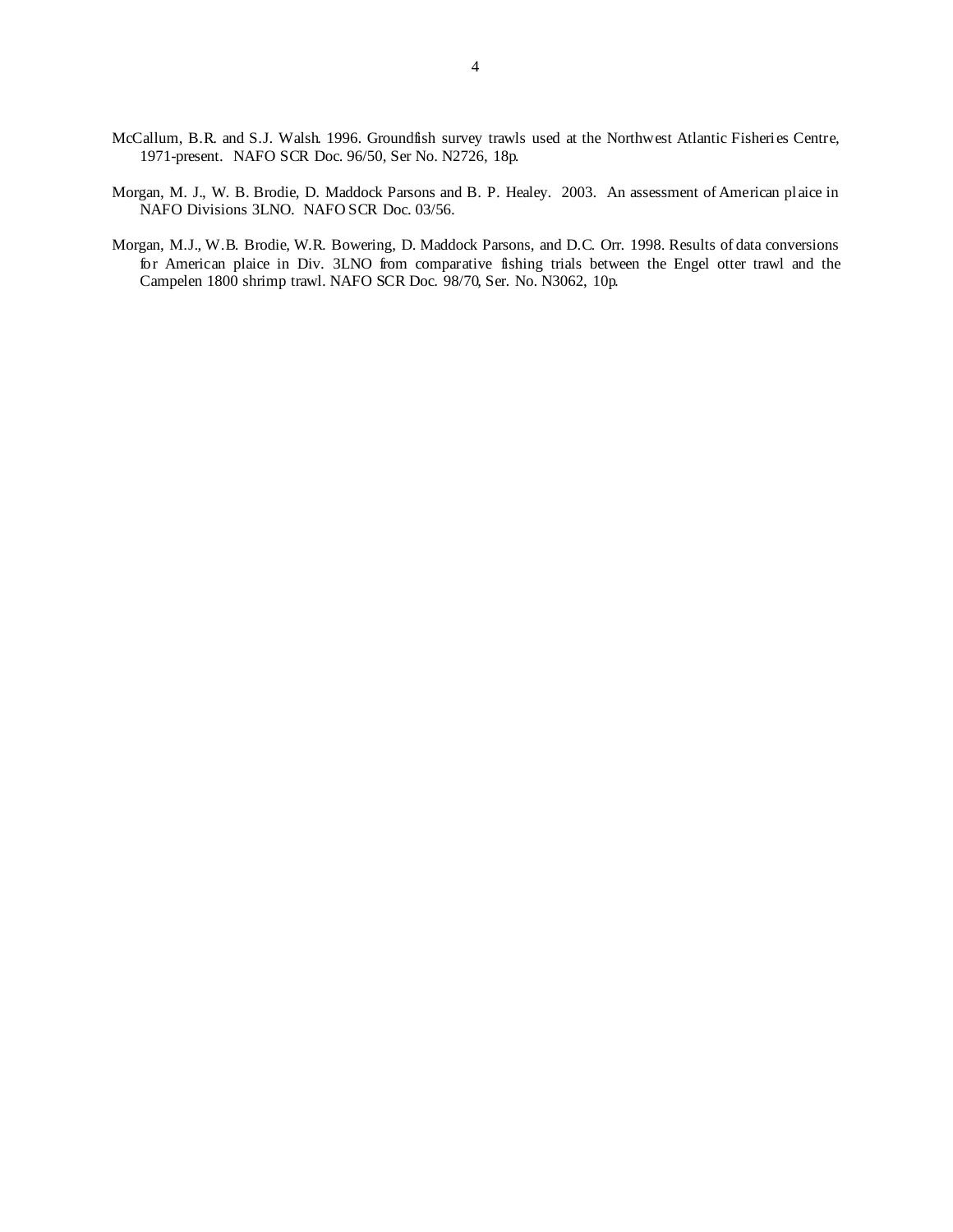McCallum, B.R. and S.J. Walsh. 1996. Groundfish survey trawls used at the Northwest Atlantic Fisheries Centre, 1971-present. NAFO SCR Doc. 96/50, Ser No. N2726, 18p.

Morgan, M. J., W. B. Brodie, D. Maddock Parsons and B. P. Healey. 2003. An assessment of American plaice in NAFO Divisions 3LNO. NAFO SCR Doc. 03/56.

Morgan, M.J., W.B. Brodie, W.R. Bowering, D. Maddock Parsons, and D.C. Orr. 1998. Results of data conversions for American plaice in Div. 3LNO from comparative fishing trials between the Engel otter trawl and the Campelen 1800 shrimp trawl. NAFO SCR Doc. 98/70, Ser. No. N3062, 10p.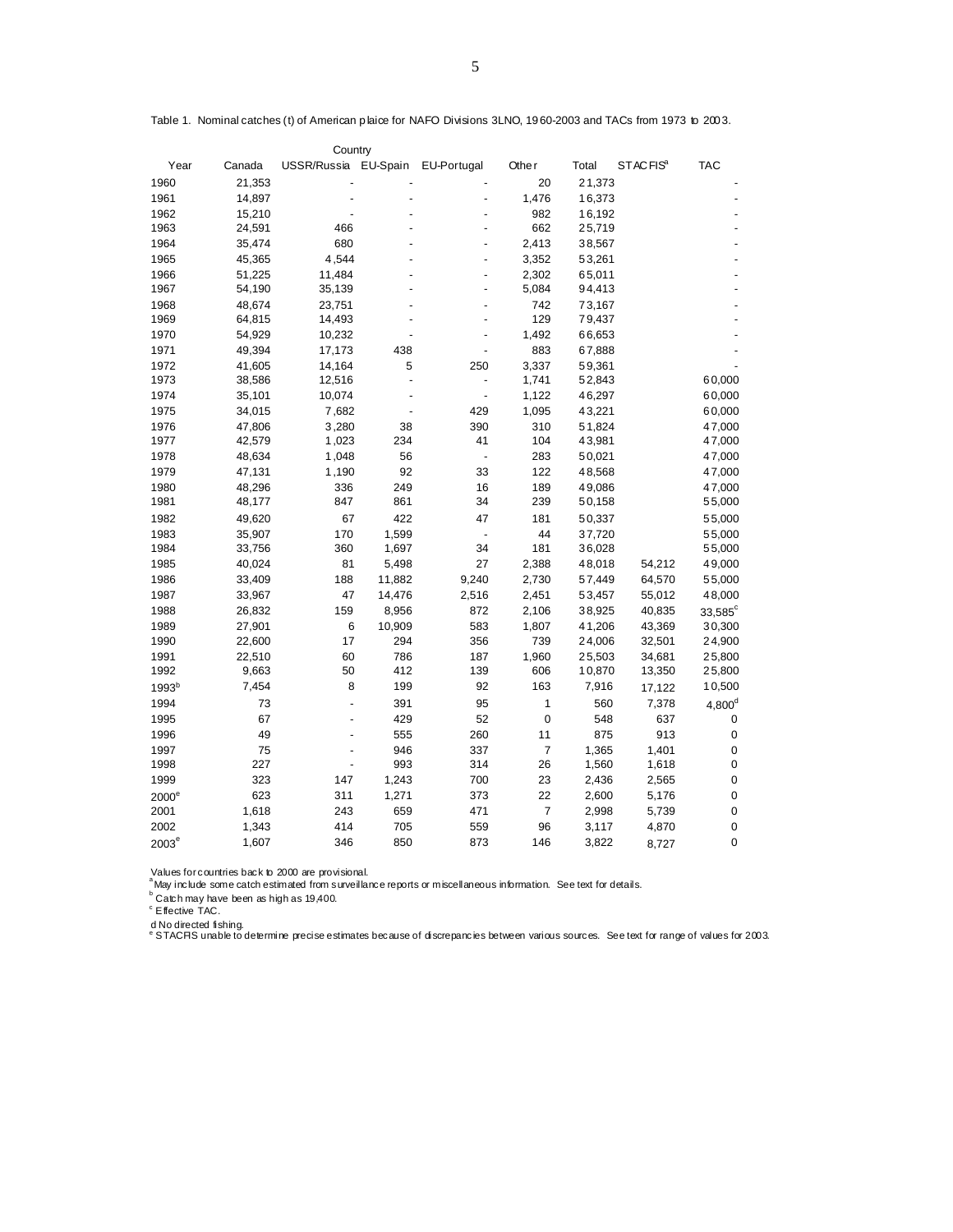Table 1. Nominal catches (t) of American plaice for NAFO Divisions 3LNO, 1960-2003 and TACs from 1973 to 2003.

| Year | Country | | | | | Total | STACFIS[a] | TAC |
|---|---|---|---|---|---|---|---|---|
| | Canada | USSR/Russia | EU-Spain | EU-Portugal | Other | | | |
| 1960 | 21,353 | - | - | - | 20 | 21,373 | | - |
| 1961 | 14,897 | - | - | - | 1,476 | 16,373 | | - |
| 1962 | 15,210 | - | - | - | 982 | 16,192 | | - |
| 1963 | 24,591 | 466 | - | - | 662 | 25,719 | | - |
| 1964 | 35,474 | 680 | - | - | 2,413 | 38,567 | | - |
| 1965 | 45,365 | 4,544 | - | - | 3,352 | 53,261 | | - |
| 1966 | 51,225 | 11,484 | - | - | 2,302 | 65,011 | | - |
| 1967 | 54,190 | 35,139 | - | - | 5,084 | 94,413 | | - |
| 1968 | 48,674 | 23,751 | - | - | 742 | 73,167 | | - |
| 1969 | 64,815 | 14,493 | - | - | 129 | 79,437 | | - |
| 1970 | 54,929 | 10,232 | - | - | 1,492 | 66,653 | | - |
| 1971 | 49,394 | 17,173 | 438 | - | 883 | 67,888 | | - |
| 1972 | 41,605 | 14,164 | 5 | 250 | 3,337 | 59,361 | | - |
| 1973 | 38,586 | 12,516 | - | - | 1,741 | 52,843 | | 60,000 |
| 1974 | 35,101 | 10,074 | - | - | 1,122 | 46,297 | | 60,000 |
| 1975 | 34,015 | 7,682 | - | 429 | 1,095 | 43,221 | | 60,000 |
| 1976 | 47,806 | 3,280 | 38 | 390 | 310 | 51,824 | | 47,000 |
| 1977 | 42,579 | 1,023 | 234 | 41 | 104 | 43,981 | | 47,000 |
| 1978 | 48,634 | 1,048 | 56 | - | 283 | 50,021 | | 47,000 |
| 1979 | 47,131 | 1,190 | 92 | 33 | 122 | 48,568 | | 47,000 |
| 1980 | 48,296 | 336 | 249 | 16 | 189 | 49,086 | | 47,000 |
| 1981 | 48,177 | 847 | 861 | 34 | 239 | 50,158 | | 55,000 |
| 1982 | 49,620 | 67 | 422 | 47 | 181 | 50,337 | | 55,000 |
| 1983 | 35,907 | 170 | 1,599 | - | 44 | 37,720 | | 55,000 |
| 1984 | 33,756 | 360 | 1,697 | 34 | 181 | 36,028 | | 55,000 |
| 1985 | 40,024 | 81 | 5,498 | 27 | 2,388 | 48,018 | 54,212 | 49,000 |
| 1986 | 33,409 | 188 | 11,882 | 9,240 | 2,730 | 57,449 | 64,570 | 55,000 |
| 1987 | 33,967 | 47 | 14,476 | 2,516 | 2,451 | 53,457 | 55,012 | 48,000 |
| 1988 | 26,832 | 159 | 8,956 | 872 | 2,106 | 38,925 | 40,835 | 33,585[c] |
| 1989 | 27,901 | 6 | 10,909 | 583 | 1,807 | 41,206 | 43,369 | 30,300 |
| 1990 | 22,600 | 17 | 294 | 356 | 739 | 24,006 | 32,501 | 24,900 |
| 1991 | 22,510 | 60 | 786 | 187 | 1,960 | 25,503 | 34,681 | 25,800 |
| 1992 | 9,663 | 50 | 412 | 139 | 606 | 10,870 | 13,350 | 25,800 |
| 1993[b] | 7,454 | 8 | 199 | 92 | 163 | 7,916 | 17,122 | 10,500 |
| 1994 | 73 | - | 391 | 95 | 1 | 560 | 7,378 | 4,800[d] |
| 1995 | 67 | - | 429 | 52 | 0 | 548 | 637 | 0 |
| 1996 | 49 | - | 555 | 260 | 11 | 875 | 913 | 0 |
| 1997 | 75 | - | 946 | 337 | 7 | 1,365 | 1,401 | 0 |
| 1998 | 227 | - | 993 | 314 | 26 | 1,560 | 1,618 | 0 |
| 1999 | 323 | 147 | 1,243 | 700 | 23 | 2,436 | 2,565 | 0 |
| 2000[e] | 623 | 311 | 1,271 | 373 | 22 | 2,600 | 5,176 | 0 |
| 2001 | 1,618 | 243 | 659 | 471 | 7 | 2,998 | 5,739 | 0 |
| 2002 | 1,343 | 414 | 705 | 559 | 96 | 3,117 | 4,870 | 0 |
| 2003[e] | 1,607 | 346 | 850 | 873 | 146 | 3,822 | 8,727 | 0 |

Values for countries back to 2000 are provisional.
[a] May include some catch estimated from surveillance reports or miscellaneous information. See text for details.
[b] Catch may have been as high as 19,400.
[c] Effective TAC.
d No directed fishing.
[e] STACFIS unable to determine precise estimates because of discrepancies between various sources. See text for range of values for 2003.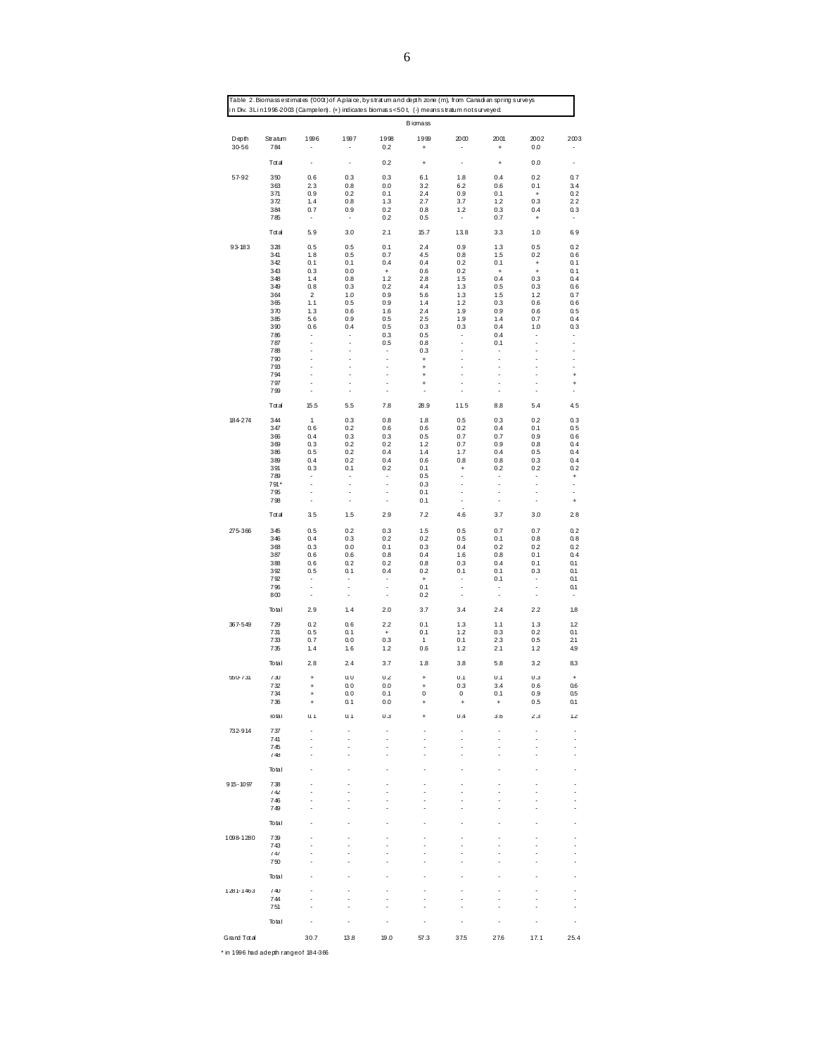Table 2. Biomass estimates ('000t) of A.plaice, by stratum and depth zone (m), from Canadian spring surveys in Div. 3L in 1996-2003 (Campelen). (+) indicates biomass <50 t, (-) means stratum not surveyed.

| | | Biomass | | | | | | | |
|---|---|---|---|---|---|---|---|---|---|
| Depth | Stratum | 1996 | 1997 | 1998 | 1999 | 2000 | 2001 | 2002 | 2003 |
| 30-56 | 784 | - | - | 0.2 | + | - | + | 0.0 | - |
| | Total | - | - | 0.2 | + | - | + | 0.0 | - |
| 57-92 | 350 | 0.6 | 0.3 | 0.3 | 6.1 | 1.8 | 0.4 | 0.2 | 0.7 |
| | 363 | 2.3 | 0.8 | 0.0 | 3.2 | 6.2 | 0.6 | 0.1 | 3.4 |
| | 371 | 0.9 | 0.2 | 0.1 | 2.4 | 0.9 | 0.1 | + | 0.2 |
| | 372 | 1.4 | 0.8 | 1.3 | 2.7 | 3.7 | 1.2 | 0.3 | 2.2 |
| | 384 | 0.7 | 0.9 | 0.2 | 0.8 | 1.2 | 0.3 | 0.4 | 0.3 |
| | 785 | - | - | 0.2 | 0.5 | - | 0.7 | + | - |
| | Total | 5.9 | 3.0 | 2.1 | 15.7 | 13.8 | 3.3 | 1.0 | 6.9 |
| 93-183 | 328 | 0.5 | 0.5 | 0.1 | 2.4 | 0.9 | 1.3 | 0.5 | 0.2 |
| | 341 | 1.8 | 0.5 | 0.7 | 4.5 | 0.8 | 1.5 | 0.2 | 0.6 |
| | 342 | 0.1 | 0.1 | 0.4 | 0.4 | 0.2 | 0.1 | + | 0.1 |
| | 343 | 0.3 | 0.0 | + | 0.6 | 0.2 | + | + | 0.1 |
| | 348 | 1.4 | 0.8 | 1.2 | 2.8 | 1.5 | 0.4 | 0.3 | 0.4 |
| | 349 | 0.8 | 0.3 | 0.2 | 4.4 | 1.3 | 0.5 | 0.3 | 0.6 |
| | 364 | 2 | 1.0 | 0.9 | 5.6 | 1.3 | 1.5 | 1.2 | 0.7 |
| | 365 | 1.1 | 0.5 | 0.9 | 1.4 | 1.2 | 0.3 | 0.6 | 0.6 |
| | 370 | 1.3 | 0.6 | 1.6 | 2.4 | 1.9 | 0.9 | 0.6 | 0.5 |
| | 385 | 5.6 | 0.9 | 0.5 | 2.5 | 1.9 | 1.4 | 0.7 | 0.4 |
| | 390 | 0.6 | 0.4 | 0.5 | 0.3 | 0.3 | 0.4 | 1.0 | 0.3 |
| | 786 | - | - | 0.3 | 0.5 | - | 0.4 | - | - |
| | 787 | - | - | 0.5 | 0.8 | - | 0.1 | - | - |
| | 788 | - | - | - | 0.3 | - | - | - | - |
| | 790 | - | - | - | + | - | - | - | - |
| | 793 | - | - | - | + | - | - | - | - |
| | 794 | - | - | - | + | - | - | - | + |
| | 797 | - | - | - | + | - | - | - | + |
| | 799 | - | - | - | - | - | - | - | - |
| | Total | 15.5 | 5.5 | 7.8 | 28.9 | 11.5 | 8.8 | 5.4 | 4.5 |
| 184-274 | 344 | 1 | 0.3 | 0.8 | 1.8 | 0.5 | 0.3 | 0.2 | 0.3 |
| | 347 | 0.6 | 0.2 | 0.6 | 0.6 | 0.2 | 0.4 | 0.1 | 0.5 |
| | 366 | 0.4 | 0.3 | 0.3 | 0.5 | 0.7 | 0.7 | 0.9 | 0.6 |
| | 369 | 0.3 | 0.2 | 0.2 | 1.2 | 0.7 | 0.9 | 0.8 | 0.4 |
| | 386 | 0.5 | 0.2 | 0.4 | 1.4 | 1.7 | 0.4 | 0.5 | 0.4 |
| | 389 | 0.4 | 0.2 | 0.4 | 0.6 | 0.8 | 0.8 | 0.3 | 0.4 |
| | 391 | 0.3 | 0.1 | 0.2 | 0.1 | + | 0.2 | 0.2 | 0.2 |
| | 789 | - | - | - | 0.5 | - | - | - | + |
| | 791* | - | - | - | 0.3 | - | - | - | - |
| | 795 | - | - | - | 0.1 | - | - | - | - |
| | 798 | - | - | - | 0.1 | - | - | - | + |
| | Total | 3.5 | 1.5 | 2.9 | 7.2 | 4.6 | 3.7 | 3.0 | 2.8 |
| 275-366 | 345 | 0.5 | 0.2 | 0.3 | 1.5 | 0.5 | 0.7 | 0.7 | 0.2 |
| | 346 | 0.4 | 0.3 | 0.2 | 0.2 | 0.5 | 0.1 | 0.8 | 0.8 |
| | 368 | 0.3 | 0.0 | 0.1 | 0.3 | 0.4 | 0.2 | 0.2 | 0.2 |
| | 387 | 0.6 | 0.6 | 0.8 | 0.4 | 1.6 | 0.8 | 0.1 | 0.4 |
| | 388 | 0.6 | 0.2 | 0.2 | 0.8 | 0.3 | 0.4 | 0.1 | 0.1 |
| | 392 | 0.5 | 0.1 | 0.4 | 0.2 | 0.1 | 0.1 | 0.3 | 0.1 |
| | 792 | - | - | - | + | - | 0.1 | - | 0.1 |
| | 796 | - | - | - | 0.1 | - | - | - | 0.1 |
| | 800 | - | - | - | 0.2 | - | - | - | - |
| | Total | 2.9 | 1.4 | 2.0 | 3.7 | 3.4 | 2.4 | 2.2 | 1.8 |
| 367-549 | 729 | 0.2 | 0.6 | 2.2 | 0.1 | 1.3 | 1.1 | 1.3 | 1.2 |
| | 731 | 0.5 | 0.1 | + | 0.1 | 1.2 | 0.3 | 0.2 | 0.1 |
| | 733 | 0.7 | 0.0 | 0.3 | 1 | 0.1 | 2.3 | 0.5 | 2.1 |
| | 735 | 1.4 | 1.6 | 1.2 | 0.6 | 1.2 | 2.1 | 1.2 | 4.9 |
| | Total | 2.8 | 2.4 | 3.7 | 1.8 | 3.8 | 5.8 | 3.2 | 8.3 |
| 550-731 | 730 | + | 0.0 | 0.2 | + | 0.1 | 0.1 | 0.3 | + |
| | 732 | + | 0.0 | 0.0 | + | 0.3 | 3.4 | 0.6 | 0.6 |
| | 734 | + | 0.0 | 0.1 | 0 | 0 | 0.1 | 0.9 | 0.5 |
| | 736 | + | 0.1 | 0.0 | + | + | + | 0.5 | 0.1 |
| | Total | 0.1 | 0.1 | 0.3 | + | 0.4 | 3.6 | 2.3 | 1.2 |
| 732-914 | 737 | - | - | - | - | - | - | - | - |
| | 741 | - | - | - | - | - | - | - | - |
| | 745 | - | - | - | - | - | - | - | - |
| | 748 | - | - | - | - | - | - | - | - |
| | Total | - | - | - | - | - | - | - | - |
| 915-1097 | 738 | - | - | - | - | - | - | - | - |
| | 742 | - | - | - | - | - | - | - | - |
| | 746 | - | - | - | - | - | - | - | - |
| | 749 | - | - | - | - | - | - | - | - |
| | Total | - | - | - | - | - | - | - | - |
| 1098-1280 | 739 | - | - | - | - | - | - | - | - |
| | 743 | - | - | - | - | - | - | - | - |
| | 747 | - | - | - | - | - | - | - | - |
| | 750 | - | - | - | - | - | - | - | - |
| | Total | - | - | - | - | - | - | - | - |
| 1281-1463 | 740 | - | - | - | - | - | - | - | - |
| | 744 | - | - | - | - | - | - | - | - |
| | 751 | - | - | - | - | - | - | - | - |
| | Total | - | - | - | - | - | - | - | - |
| Grand Total | | 30.7 | 13.8 | 19.0 | 57.3 | 37.5 | 27.6 | 17.1 | 25.4 |

* in 1996 had a depth range of 184-366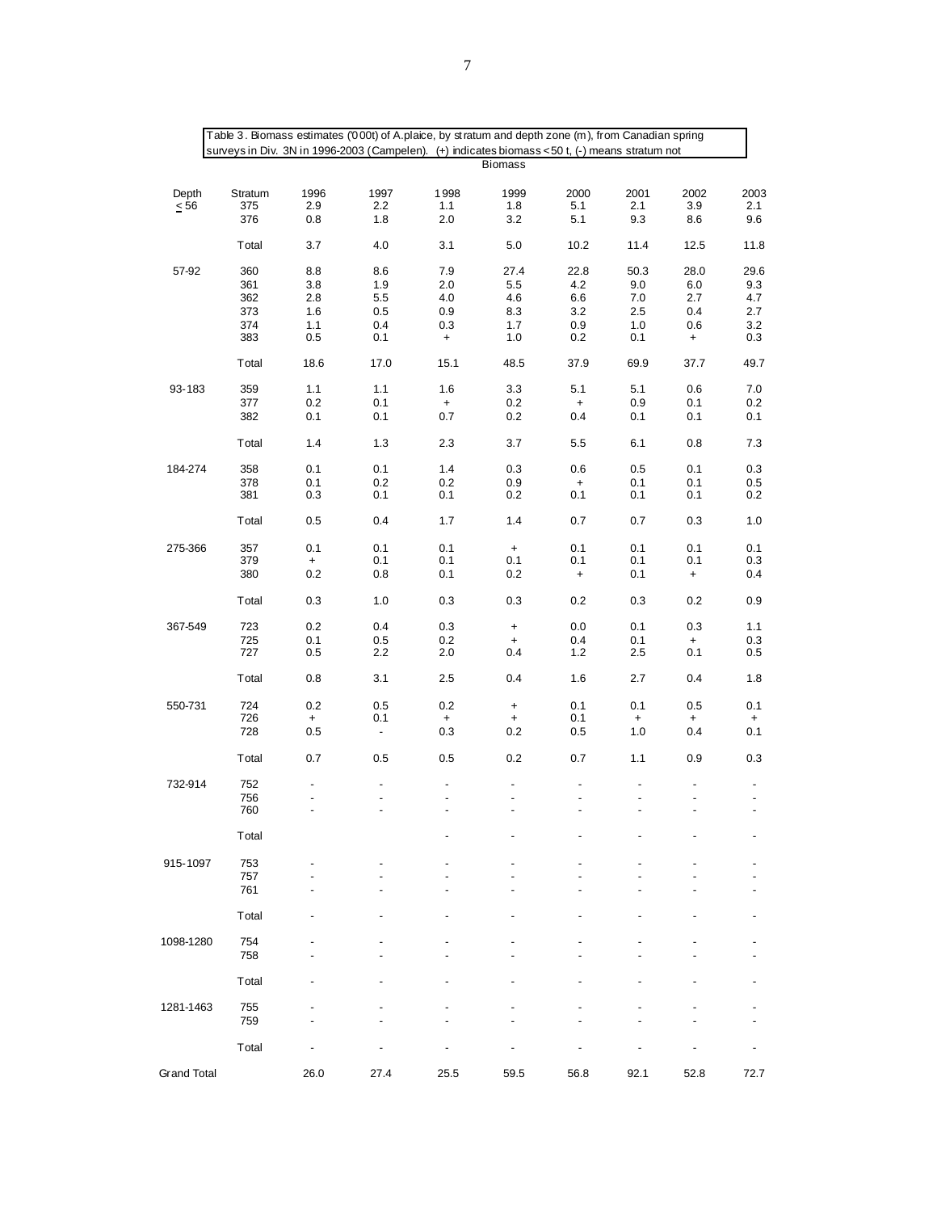Table 3. Biomass estimates ('000t) of A.plaice, by stratum and depth zone (m), from Canadian spring surveys in Div. 3N in 1996-2003 (Campelen). (+) indicates biomass < 50 t, (-) means stratum not

| | | Biomass | | | | | | | |
|---|---|---|---|---|---|---|---|---|---|
| Depth | Stratum | 1996 | 1997 | 1998 | 1999 | 2000 | 2001 | 2002 | 2003 |
| ≤ 56 | 375 | 2.9 | 2.2 | 1.1 | 1.8 | 5.1 | 2.1 | 3.9 | 2.1 |
| | 376 | 0.8 | 1.8 | 2.0 | 3.2 | 5.1 | 9.3 | 8.6 | 9.6 |
| | Total | 3.7 | 4.0 | 3.1 | 5.0 | 10.2 | 11.4 | 12.5 | 11.8 |
| 57-92 | 360 | 8.8 | 8.6 | 7.9 | 27.4 | 22.8 | 50.3 | 28.0 | 29.6 |
| | 361 | 3.8 | 1.9 | 2.0 | 5.5 | 4.2 | 9.0 | 6.0 | 9.3 |
| | 362 | 2.8 | 5.5 | 4.0 | 4.6 | 6.6 | 7.0 | 2.7 | 4.7 |
| | 373 | 1.6 | 0.5 | 0.9 | 8.3 | 3.2 | 2.5 | 0.4 | 2.7 |
| | 374 | 1.1 | 0.4 | 0.3 | 1.7 | 0.9 | 1.0 | 0.6 | 3.2 |
| | 383 | 0.5 | 0.1 | + | 1.0 | 0.2 | 0.1 | + | 0.3 |
| | Total | 18.6 | 17.0 | 15.1 | 48.5 | 37.9 | 69.9 | 37.7 | 49.7 |
| 93-183 | 359 | 1.1 | 1.1 | 1.6 | 3.3 | 5.1 | 5.1 | 0.6 | 7.0 |
| | 377 | 0.2 | 0.1 | + | 0.2 | + | 0.9 | 0.1 | 0.2 |
| | 382 | 0.1 | 0.1 | 0.7 | 0.2 | 0.4 | 0.1 | 0.1 | 0.1 |
| | Total | 1.4 | 1.3 | 2.3 | 3.7 | 5.5 | 6.1 | 0.8 | 7.3 |
| 184-274 | 358 | 0.1 | 0.1 | 1.4 | 0.3 | 0.6 | 0.5 | 0.1 | 0.3 |
| | 378 | 0.1 | 0.2 | 0.2 | 0.9 | + | 0.1 | 0.1 | 0.5 |
| | 381 | 0.3 | 0.1 | 0.1 | 0.2 | 0.1 | 0.1 | 0.1 | 0.2 |
| | Total | 0.5 | 0.4 | 1.7 | 1.4 | 0.7 | 0.7 | 0.3 | 1.0 |
| 275-366 | 357 | 0.1 | 0.1 | 0.1 | + | 0.1 | 0.1 | 0.1 | 0.1 |
| | 379 | + | 0.1 | 0.1 | 0.1 | 0.1 | 0.1 | 0.1 | 0.3 |
| | 380 | 0.2 | 0.8 | 0.1 | 0.2 | + | 0.1 | + | 0.4 |
| | Total | 0.3 | 1.0 | 0.3 | 0.3 | 0.2 | 0.3 | 0.2 | 0.9 |
| 367-549 | 723 | 0.2 | 0.4 | 0.3 | + | 0.0 | 0.1 | 0.3 | 1.1 |
| | 725 | 0.1 | 0.5 | 0.2 | + | 0.4 | 0.1 | + | 0.3 |
| | 727 | 0.5 | 2.2 | 2.0 | 0.4 | 1.2 | 2.5 | 0.1 | 0.5 |
| | Total | 0.8 | 3.1 | 2.5 | 0.4 | 1.6 | 2.7 | 0.4 | 1.8 |
| 550-731 | 724 | 0.2 | 0.5 | 0.2 | + | 0.1 | 0.1 | 0.5 | 0.1 |
| | 726 | + | 0.1 | + | + | 0.1 | + | + | + |
| | 728 | 0.5 | - | 0.3 | 0.2 | 0.5 | 1.0 | 0.4 | 0.1 |
| | Total | 0.7 | 0.5 | 0.5 | 0.2 | 0.7 | 1.1 | 0.9 | 0.3 |
| 732-914 | 752 | - | - | - | - | - | - | - | - |
| | 756 | - | - | - | - | - | - | - | - |
| | 760 | - | - | - | - | - | - | - | - |
| | Total | | | - | - | - | - | - | - |
| 915-1097 | 753 | - | - | - | - | - | - | - | - |
| | 757 | - | - | - | - | - | - | - | - |
| | 761 | - | - | - | - | - | - | - | - |
| | Total | - | - | - | - | - | - | - | - |
| 1098-1280 | 754 | - | - | - | - | - | - | - | - |
| | 758 | - | - | - | - | - | - | - | - |
| | Total | - | - | - | - | - | - | - | - |
| 1281-1463 | 755 | - | - | - | - | - | - | - | - |
| | 759 | - | - | - | - | - | - | - | - |
| | Total | - | - | - | - | - | - | - | - |
| Grand Total | | 26.0 | 27.4 | 25.5 | 59.5 | 56.8 | 92.1 | 52.8 | 72.7 |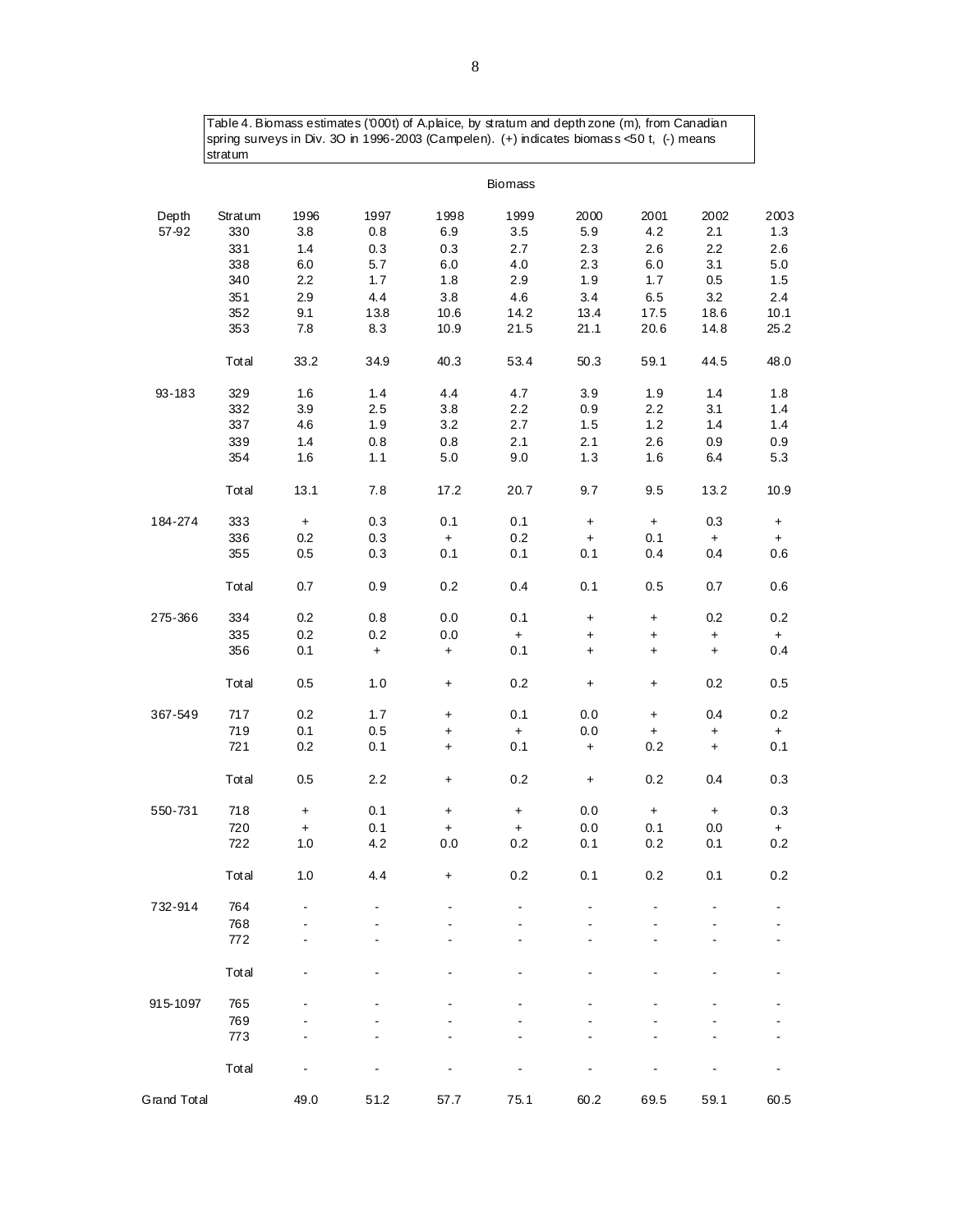Table 4. Biomass estimates ('000t) of A.plaice, by stratum and depth zone (m), from Canadian spring surveys in Div. 3O in 1996-2003 (Campelen). (+) indicates biomass <50 t, (-) means stratum

| | | Biomass | | | | | | | |
|---|---|---|---|---|---|---|---|---|---|
| Depth | Stratum | 1996 | 1997 | 1998 | 1999 | 2000 | 2001 | 2002 | 2003 |
| 57-92 | 330 | 3.8 | 0.8 | 6.9 | 3.5 | 5.9 | 4.2 | 2.1 | 1.3 |
| | 331 | 1.4 | 0.3 | 0.3 | 2.7 | 2.3 | 2.6 | 2.2 | 2.6 |
| | 338 | 6.0 | 5.7 | 6.0 | 4.0 | 2.3 | 6.0 | 3.1 | 5.0 |
| | 340 | 2.2 | 1.7 | 1.8 | 2.9 | 1.9 | 1.7 | 0.5 | 1.5 |
| | 351 | 2.9 | 4.4 | 3.8 | 4.6 | 3.4 | 6.5 | 3.2 | 2.4 |
| | 352 | 9.1 | 13.8 | 10.6 | 14.2 | 13.4 | 17.5 | 18.6 | 10.1 |
| | 353 | 7.8 | 8.3 | 10.9 | 21.5 | 21.1 | 20.6 | 14.8 | 25.2 |
| | Total | 33.2 | 34.9 | 40.3 | 53.4 | 50.3 | 59.1 | 44.5 | 48.0 |
| 93-183 | 329 | 1.6 | 1.4 | 4.4 | 4.7 | 3.9 | 1.9 | 1.4 | 1.8 |
| | 332 | 3.9 | 2.5 | 3.8 | 2.2 | 0.9 | 2.2 | 3.1 | 1.4 |
| | 337 | 4.6 | 1.9 | 3.2 | 2.7 | 1.5 | 1.2 | 1.4 | 1.4 |
| | 339 | 1.4 | 0.8 | 0.8 | 2.1 | 2.1 | 2.6 | 0.9 | 0.9 |
| | 354 | 1.6 | 1.1 | 5.0 | 9.0 | 1.3 | 1.6 | 6.4 | 5.3 |
| | Total | 13.1 | 7.8 | 17.2 | 20.7 | 9.7 | 9.5 | 13.2 | 10.9 |
| 184-274 | 333 | + | 0.3 | 0.1 | 0.1 | + | + | 0.3 | + |
| | 336 | 0.2 | 0.3 | + | 0.2 | + | 0.1 | + | + |
| | 355 | 0.5 | 0.3 | 0.1 | 0.1 | 0.1 | 0.4 | 0.4 | 0.6 |
| | Total | 0.7 | 0.9 | 0.2 | 0.4 | 0.1 | 0.5 | 0.7 | 0.6 |
| 275-366 | 334 | 0.2 | 0.8 | 0.0 | 0.1 | + | + | 0.2 | 0.2 |
| | 335 | 0.2 | 0.2 | 0.0 | + | + | + | + | + |
| | 356 | 0.1 | + | + | 0.1 | + | + | + | 0.4 |
| | Total | 0.5 | 1.0 | + | 0.2 | + | + | 0.2 | 0.5 |
| 367-549 | 717 | 0.2 | 1.7 | + | 0.1 | 0.0 | + | 0.4 | 0.2 |
| | 719 | 0.1 | 0.5 | + | + | 0.0 | + | + | + |
| | 721 | 0.2 | 0.1 | + | 0.1 | + | 0.2 | + | 0.1 |
| | Total | 0.5 | 2.2 | + | 0.2 | + | 0.2 | 0.4 | 0.3 |
| 550-731 | 718 | + | 0.1 | + | + | 0.0 | + | + | 0.3 |
| | 720 | + | 0.1 | + | + | 0.0 | 0.1 | 0.0 | + |
| | 722 | 1.0 | 4.2 | 0.0 | 0.2 | 0.1 | 0.2 | 0.1 | 0.2 |
| | Total | 1.0 | 4.4 | + | 0.2 | 0.1 | 0.2 | 0.1 | 0.2 |
| 732-914 | 764 | - | - | - | - | - | - | - | - |
| | 768 | - | - | - | - | - | - | - | - |
| | 772 | - | - | - | - | - | - | - | - |
| | Total | - | - | - | - | - | - | - | - |
| 915-1097 | 765 | - | - | - | - | - | - | - | - |
| | 769 | - | - | - | - | - | - | - | - |
| | 773 | - | - | - | - | - | - | - | - |
| | Total | - | - | - | - | - | - | - | - |
| Grand Total | | 49.0 | 51.2 | 57.7 | 75.1 | 60.2 | 69.5 | 59.1 | 60.5 |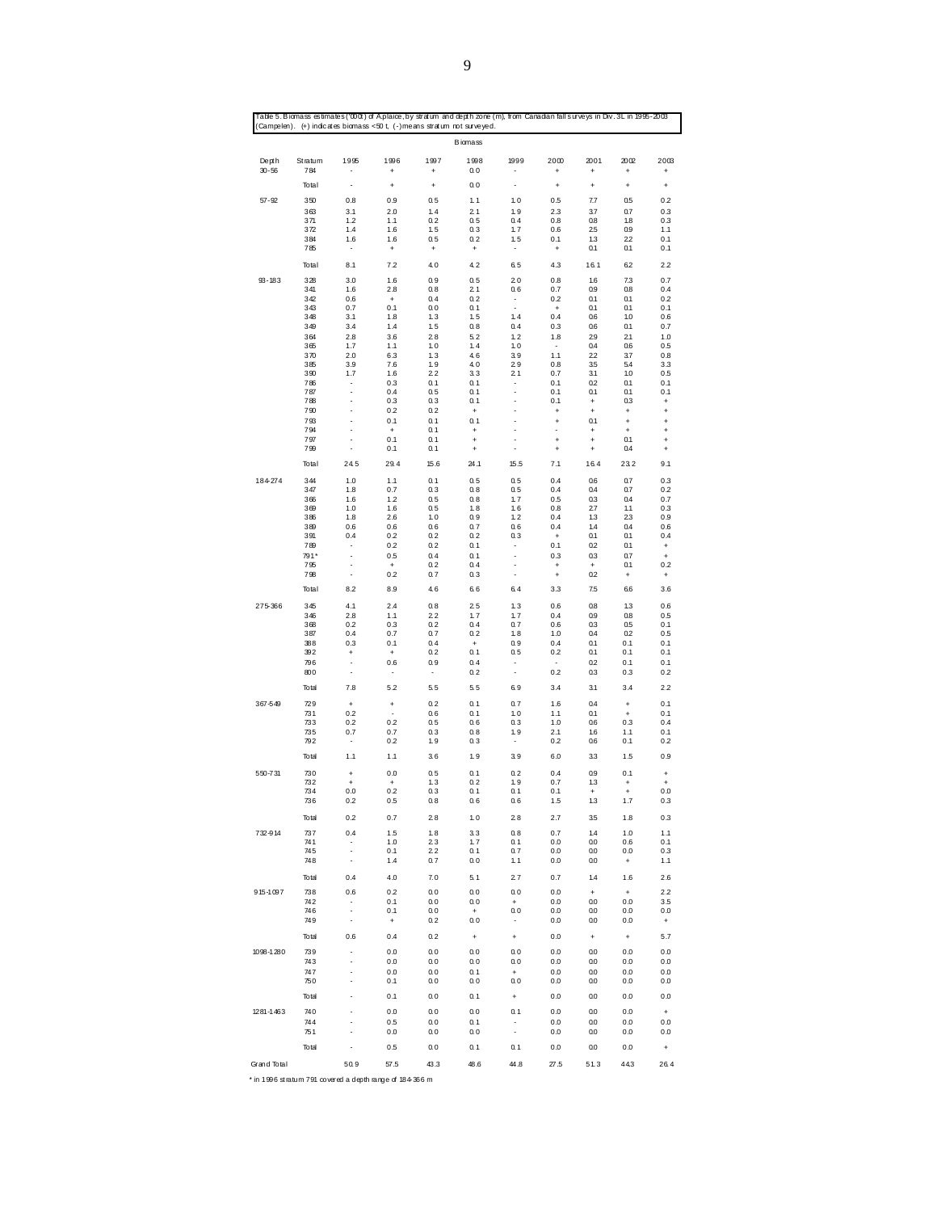Table 5. Biomass estimates ('000t) of A.plaice, by stratum and depth zone (m), from Canadian fall surveys in Div. 3L in 1995-2003 (Campelen). (+) indicates biomass <50 t, (-) means stratum not surveyed.

| | | Biomass | | | | | | | | |
|---|---|---|---|---|---|---|---|---|---|---|
| Depth | Stratum | 1995 | 1996 | 1997 | 1998 | 1999 | 2000 | 2001 | 2002 | 2003 |
| 30-56 | 784 | - | + | + | 0.0 | - | + | + | + | + |
| | Total | - | + | + | 0.0 | - | + | + | + | + |
| 57-92 | 350 | 0.8 | 0.9 | 0.5 | 1.1 | 1.0 | 0.5 | 7.7 | 0.5 | 0.2 |
| | 363 | 3.1 | 2.0 | 1.4 | 2.1 | 1.9 | 2.3 | 3.7 | 0.7 | 0.3 |
| | 371 | 1.2 | 1.1 | 0.2 | 0.5 | 0.4 | 0.8 | 0.8 | 1.8 | 0.3 |
| | 372 | 1.4 | 1.6 | 1.5 | 0.3 | 1.7 | 0.6 | 2.5 | 0.9 | 1.1 |
| | 384 | 1.6 | 1.6 | 0.5 | 0.2 | 1.5 | 0.1 | 1.3 | 2.2 | 0.1 |
| | 785 | - | + | + | + | - | + | 0.1 | 0.1 | 0.1 |
| | Total | 8.1 | 7.2 | 4.0 | 4.2 | 6.5 | 4.3 | 16.1 | 6.2 | 2.2 |
| 93-183 | 328 | 3.0 | 1.6 | 0.9 | 0.5 | 2.0 | 0.8 | 1.6 | 7.3 | 0.7 |
| | 341 | 1.6 | 2.8 | 0.8 | 2.1 | 0.6 | 0.7 | 0.9 | 0.8 | 0.4 |
| | 342 | 0.6 | + | 0.4 | 0.2 | - | 0.2 | 0.1 | 0.1 | 0.2 |
| | 343 | 0.7 | 0.1 | 0.0 | 0.1 | - | + | 0.1 | 0.1 | 0.1 |
| | 348 | 3.1 | 1.8 | 1.3 | 1.5 | 1.4 | 0.4 | 0.6 | 1.0 | 0.6 |
| | 349 | 3.4 | 1.4 | 1.5 | 0.8 | 0.4 | 0.3 | 0.6 | 0.1 | 0.7 |
| | 364 | 2.8 | 3.6 | 2.8 | 5.2 | 1.2 | 1.8 | 2.9 | 2.1 | 1.0 |
| | 365 | 1.7 | 1.1 | 1.0 | 1.4 | 1.0 | - | 0.4 | 0.6 | 0.5 |
| | 370 | 2.0 | 6.3 | 1.3 | 4.6 | 3.9 | 1.1 | 2.2 | 3.7 | 0.8 |
| | 385 | 3.9 | 7.6 | 1.9 | 4.0 | 2.9 | 0.8 | 3.5 | 5.4 | 3.3 |
| | 390 | 1.7 | 1.6 | 2.2 | 3.3 | 2.1 | 0.7 | 3.1 | 1.0 | 0.5 |
| | 786 | - | 0.3 | 0.1 | 0.1 | - | 0.1 | 0.2 | 0.1 | 0.1 |
| | 787 | - | 0.4 | 0.5 | 0.1 | - | 0.1 | 0.1 | 0.1 | 0.1 |
| | 788 | - | 0.3 | 0.3 | 0.1 | - | 0.1 | + | 0.3 | + |
| | 790 | - | 0.2 | 0.2 | + | - | + | + | + | + |
| | 793 | - | 0.1 | 0.1 | 0.1 | - | + | 0.1 | + | + |
| | 794 | - | + | 0.1 | + | - | - | + | + | + |
| | 797 | - | 0.1 | 0.1 | + | - | + | + | 0.1 | + |
| | 799 | - | 0.1 | 0.1 | + | - | + | + | 0.4 | + |
| | Total | 24.5 | 29.4 | 15.6 | 24.1 | 15.5 | 7.1 | 16.4 | 23.2 | 9.1 |
| 184-274 | 344 | 1.0 | 1.1 | 0.1 | 0.5 | 0.5 | 0.4 | 0.6 | 0.7 | 0.3 |
| | 347 | 1.8 | 0.7 | 0.3 | 0.8 | 0.5 | 0.4 | 0.4 | 0.7 | 0.2 |
| | 366 | 1.6 | 1.2 | 0.5 | 0.8 | 1.7 | 0.5 | 0.3 | 0.4 | 0.7 |
| | 369 | 1.0 | 1.6 | 0.5 | 1.8 | 1.6 | 0.8 | 2.7 | 1.1 | 0.3 |
| | 386 | 1.8 | 2.6 | 1.0 | 0.9 | 1.2 | 0.4 | 1.3 | 2.3 | 0.9 |
| | 389 | 0.6 | 0.6 | 0.6 | 0.7 | 0.6 | 0.4 | 1.4 | 0.4 | 0.6 |
| | 391 | 0.4 | 0.2 | 0.2 | 0.2 | 0.3 | + | 0.1 | 0.1 | 0.4 |
| | 789 | - | 0.2 | 0.2 | 0.1 | - | 0.1 | 0.2 | 0.1 | + |
| | 791* | - | 0.5 | 0.4 | 0.1 | - | 0.3 | 0.3 | 0.7 | + |
| | 795 | - | + | 0.2 | 0.4 | - | + | + | 0.1 | 0.2 |
| | 798 | - | 0.2 | 0.7 | 0.3 | - | + | 0.2 | + | + |
| | Total | 8.2 | 8.9 | 4.6 | 6.6 | 6.4 | 3.3 | 7.5 | 6.6 | 3.6 |
| 275-366 | 345 | 4.1 | 2.4 | 0.8 | 2.5 | 1.3 | 0.6 | 0.8 | 1.3 | 0.6 |
| | 346 | 2.8 | 1.1 | 2.2 | 1.7 | 1.7 | 0.4 | 0.9 | 0.8 | 0.5 |
| | 368 | 0.2 | 0.3 | 0.2 | 0.4 | 0.7 | 0.6 | 0.3 | 0.5 | 0.1 |
| | 387 | 0.4 | 0.7 | 0.7 | 0.2 | 1.8 | 1.0 | 0.4 | 0.2 | 0.5 |
| | 388 | 0.3 | 0.1 | 0.4 | + | 0.9 | 0.4 | 0.1 | 0.1 | 0.1 |
| | 392 | + | + | 0.2 | 0.1 | 0.5 | 0.2 | 0.1 | 0.1 | 0.1 |
| | 796 | - | 0.6 | 0.9 | 0.4 | - | - | 0.2 | 0.1 | 0.1 |
| | 800 | - | - | - | 0.2 | - | 0.2 | 0.3 | 0.3 | 0.2 |
| | Total | 7.8 | 5.2 | 5.5 | 5.5 | 6.9 | 3.4 | 3.1 | 3.4 | 2.2 |
| 367-549 | 729 | + | + | 0.2 | 0.1 | 0.7 | 1.6 | 0.4 | + | 0.1 |
| | 731 | 0.2 | - | 0.6 | 0.1 | 1.0 | 1.1 | 0.1 | + | 0.1 |
| | 733 | 0.2 | 0.2 | 0.5 | 0.6 | 0.3 | 1.0 | 0.6 | 0.3 | 0.4 |
| | 735 | 0.7 | 0.7 | 0.3 | 0.8 | 1.9 | 2.1 | 1.6 | 1.1 | 0.1 |
| | 792 | - | 0.2 | 1.9 | 0.3 | - | 0.2 | 0.6 | 0.1 | 0.2 |
| | Total | 1.1 | 1.1 | 3.6 | 1.9 | 3.9 | 6.0 | 3.3 | 1.5 | 0.9 |
| 550-731 | 730 | + | 0.0 | 0.5 | 0.1 | 0.2 | 0.4 | 0.9 | 0.1 | + |
| | 732 | + | + | 1.3 | 0.2 | 1.9 | 0.7 | 1.3 | + | + |
| | 734 | 0.0 | 0.2 | 0.3 | 0.1 | 0.1 | 0.1 | + | + | 0.0 |
| | 736 | 0.2 | 0.5 | 0.8 | 0.6 | 0.6 | 1.5 | 1.3 | 1.7 | 0.3 |
| | Total | 0.2 | 0.7 | 2.8 | 1.0 | 2.8 | 2.7 | 3.5 | 1.8 | 0.3 |
| 732-914 | 737 | 0.4 | 1.5 | 1.8 | 3.3 | 0.8 | 0.7 | 1.4 | 1.0 | 1.1 |
| | 741 | - | 1.0 | 2.3 | 1.7 | 0.1 | 0.0 | 0.0 | 0.6 | 0.1 |
| | 745 | - | 0.1 | 2.2 | 0.1 | 0.7 | 0.0 | 0.0 | 0.0 | 0.3 |
| | 748 | - | 1.4 | 0.7 | 0.0 | 1.1 | 0.0 | 0.0 | + | 1.1 |
| | Total | 0.4 | 4.0 | 7.0 | 5.1 | 2.7 | 0.7 | 1.4 | 1.6 | 2.6 |
| 915-1097 | 738 | 0.6 | 0.2 | 0.0 | 0.0 | 0.0 | 0.0 | + | + | 2.2 |
| | 742 | - | 0.1 | 0.0 | 0.0 | + | 0.0 | 0.0 | 0.0 | 3.5 |
| | 746 | - | 0.1 | 0.0 | + | 0.0 | 0.0 | 0.0 | 0.0 | 0.0 |
| | 749 | - | + | 0.2 | 0.0 | - | 0.0 | 0.0 | 0.0 | + |
| | Total | 0.6 | 0.4 | 0.2 | + | + | 0.0 | + | + | 5.7 |
| 1098-1280 | 739 | - | 0.0 | 0.0 | 0.0 | 0.0 | 0.0 | 0.0 | 0.0 | 0.0 |
| | 743 | - | 0.0 | 0.0 | 0.0 | 0.0 | 0.0 | 0.0 | 0.0 | 0.0 |
| | 747 | - | 0.0 | 0.0 | 0.1 | + | 0.0 | 0.0 | 0.0 | 0.0 |
| | 750 | - | 0.1 | 0.0 | 0.0 | 0.0 | 0.0 | 0.0 | 0.0 | 0.0 |
| | Total | - | 0.1 | 0.0 | 0.1 | + | 0.0 | 0.0 | 0.0 | 0.0 |
| 1281-1463 | 740 | - | 0.0 | 0.0 | 0.0 | 0.1 | 0.0 | 0.0 | 0.0 | + |
| | 744 | - | 0.5 | 0.0 | 0.1 | - | 0.0 | 0.0 | 0.0 | 0.0 |
| | 751 | - | 0.0 | 0.0 | 0.0 | - | 0.0 | 0.0 | 0.0 | 0.0 |
| | Total | - | 0.5 | 0.0 | 0.1 | 0.1 | 0.0 | 0.0 | 0.0 | + |
| Grand Total | | 50.9 | 57.5 | 43.3 | 48.6 | 44.8 | 27.5 | 51.3 | 44.3 | 26.4 |

* in 1996 stratum 791 covered a depth range of 184-366 m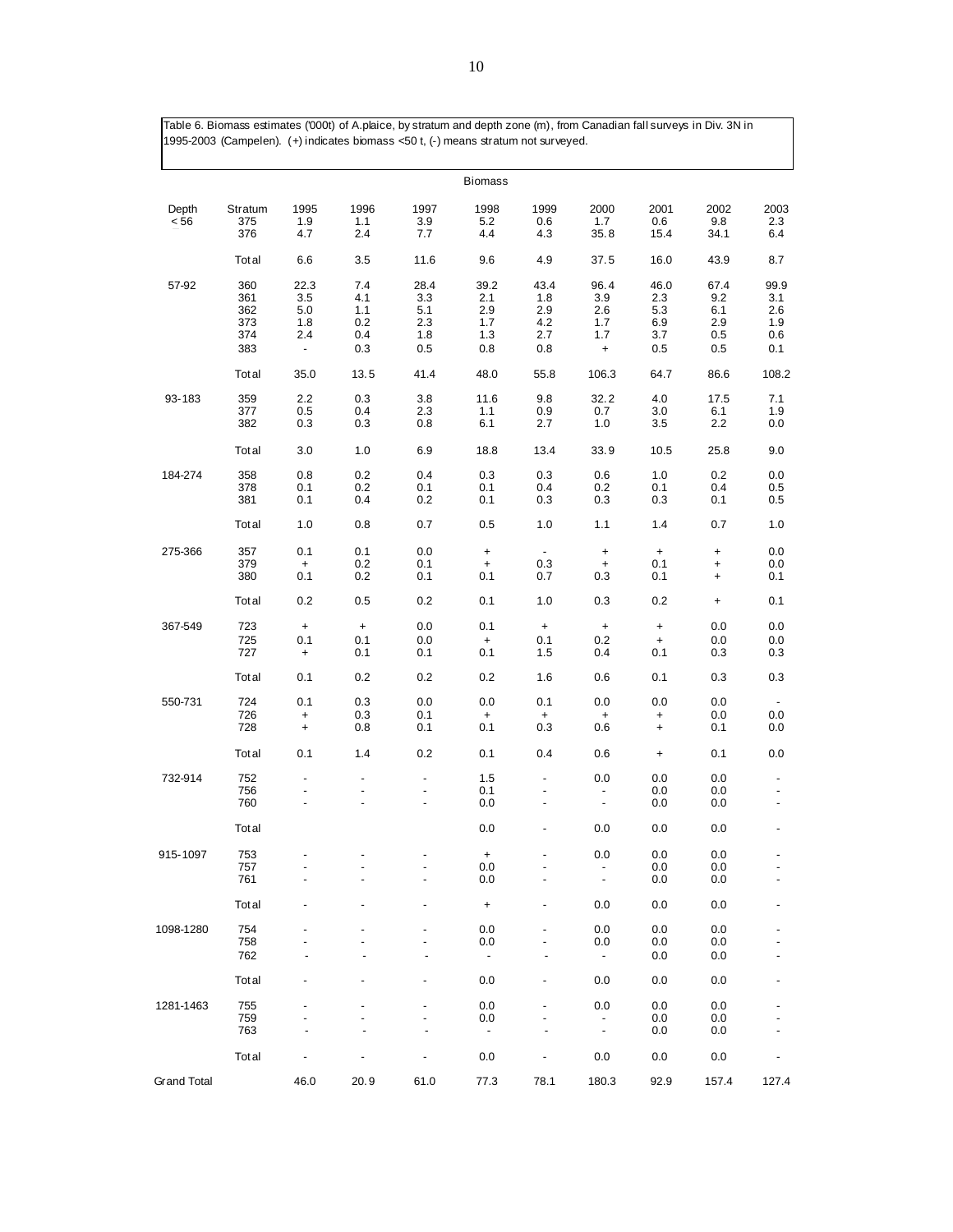Table 6. Biomass estimates ('000t) of A.plaice, by stratum and depth zone (m), from Canadian fall surveys in Div. 3N in 1995-2003 (Campelen). (+) indicates biomass <50 t, (-) means stratum not surveyed.

| | | Biomass | | | | | | | | |
|---|---|---|---|---|---|---|---|---|---|---|
| Depth | Stratum | 1995 | 1996 | 1997 | 1998 | 1999 | 2000 | 2001 | 2002 | 2003 |
| < 56 | 375 | 1.9 | 1.1 | 3.9 | 5.2 | 0.6 | 1.7 | 0.6 | 9.8 | 2.3 |
| | 376 | 4.7 | 2.4 | 7.7 | 4.4 | 4.3 | 35.8 | 15.4 | 34.1 | 6.4 |
| | Total | 6.6 | 3.5 | 11.6 | 9.6 | 4.9 | 37.5 | 16.0 | 43.9 | 8.7 |
| 57-92 | 360 | 22.3 | 7.4 | 28.4 | 39.2 | 43.4 | 96.4 | 46.0 | 67.4 | 99.9 |
| | 361 | 3.5 | 4.1 | 3.3 | 2.1 | 1.8 | 3.9 | 2.3 | 9.2 | 3.1 |
| | 362 | 5.0 | 1.1 | 5.1 | 2.9 | 2.9 | 2.6 | 5.3 | 6.1 | 2.6 |
| | 373 | 1.8 | 0.2 | 2.3 | 1.7 | 4.2 | 1.7 | 6.9 | 2.9 | 1.9 |
| | 374 | 2.4 | 0.4 | 1.8 | 1.3 | 2.7 | 1.7 | 3.7 | 0.5 | 0.6 |
| | 383 | - | 0.3 | 0.5 | 0.8 | 0.8 | + | 0.5 | 0.5 | 0.1 |
| | Total | 35.0 | 13.5 | 41.4 | 48.0 | 55.8 | 106.3 | 64.7 | 86.6 | 108.2 |
| 93-183 | 359 | 2.2 | 0.3 | 3.8 | 11.6 | 9.8 | 32.2 | 4.0 | 17.5 | 7.1 |
| | 377 | 0.5 | 0.4 | 2.3 | 1.1 | 0.9 | 0.7 | 3.0 | 6.1 | 1.9 |
| | 382 | 0.3 | 0.3 | 0.8 | 6.1 | 2.7 | 1.0 | 3.5 | 2.2 | 0.0 |
| | Total | 3.0 | 1.0 | 6.9 | 18.8 | 13.4 | 33.9 | 10.5 | 25.8 | 9.0 |
| 184-274 | 358 | 0.8 | 0.2 | 0.4 | 0.3 | 0.3 | 0.6 | 1.0 | 0.2 | 0.0 |
| | 378 | 0.1 | 0.2 | 0.1 | 0.1 | 0.4 | 0.2 | 0.1 | 0.4 | 0.5 |
| | 381 | 0.1 | 0.4 | 0.2 | 0.1 | 0.3 | 0.3 | 0.3 | 0.1 | 0.5 |
| | Total | 1.0 | 0.8 | 0.7 | 0.5 | 1.0 | 1.1 | 1.4 | 0.7 | 1.0 |
| 275-366 | 357 | 0.1 | 0.1 | 0.0 | + | - | + | + | + | 0.0 |
| | 379 | + | 0.2 | 0.1 | + | 0.3 | + | 0.1 | + | 0.0 |
| | 380 | 0.1 | 0.2 | 0.1 | 0.1 | 0.7 | 0.3 | 0.1 | + | 0.1 |
| | Total | 0.2 | 0.5 | 0.2 | 0.1 | 1.0 | 0.3 | 0.2 | + | 0.1 |
| 367-549 | 723 | + | + | 0.0 | 0.1 | + | + | + | 0.0 | 0.0 |
| | 725 | 0.1 | 0.1 | 0.0 | + | 0.1 | 0.2 | + | 0.0 | 0.0 |
| | 727 | + | 0.1 | 0.1 | 0.1 | 1.5 | 0.4 | 0.1 | 0.3 | 0.3 |
| | Total | 0.1 | 0.2 | 0.2 | 0.2 | 1.6 | 0.6 | 0.1 | 0.3 | 0.3 |
| 550-731 | 724 | 0.1 | 0.3 | 0.0 | 0.0 | 0.1 | 0.0 | 0.0 | 0.0 | - |
| | 726 | + | 0.3 | 0.1 | + | + | + | + | 0.0 | 0.0 |
| | 728 | + | 0.8 | 0.1 | 0.1 | 0.3 | 0.6 | + | 0.1 | 0.0 |
| | Total | 0.1 | 1.4 | 0.2 | 0.1 | 0.4 | 0.6 | + | 0.1 | 0.0 |
| 732-914 | 752 | - | - | - | 1.5 | - | 0.0 | 0.0 | 0.0 | - |
| | 756 | - | - | - | 0.1 | - | - | 0.0 | 0.0 | - |
| | 760 | - | - | - | 0.0 | - | - | 0.0 | 0.0 | - |
| | Total | | | | 0.0 | - | 0.0 | 0.0 | 0.0 | - |
| 915-1097 | 753 | - | - | - | + | - | 0.0 | 0.0 | 0.0 | - |
| | 757 | - | - | - | 0.0 | - | - | 0.0 | 0.0 | - |
| | 761 | - | - | - | 0.0 | - | - | 0.0 | 0.0 | - |
| | Total | - | - | - | + | - | 0.0 | 0.0 | 0.0 | - |
| 1098-1280 | 754 | - | - | - | 0.0 | - | 0.0 | 0.0 | 0.0 | - |
| | 758 | - | - | - | 0.0 | - | 0.0 | 0.0 | 0.0 | - |
| | 762 | - | - | - | - | - | - | 0.0 | 0.0 | - |
| | Total | - | - | - | 0.0 | - | 0.0 | 0.0 | 0.0 | - |
| 1281-1463 | 755 | - | - | - | 0.0 | - | 0.0 | 0.0 | 0.0 | - |
| | 759 | - | - | - | 0.0 | - | - | 0.0 | 0.0 | - |
| | 763 | - | - | - | - | - | - | 0.0 | 0.0 | - |
| | Total | - | - | - | 0.0 | - | 0.0 | 0.0 | 0.0 | - |
| Grand Total | | 46.0 | 20.9 | 61.0 | 77.3 | 78.1 | 180.3 | 92.9 | 157.4 | 127.4 |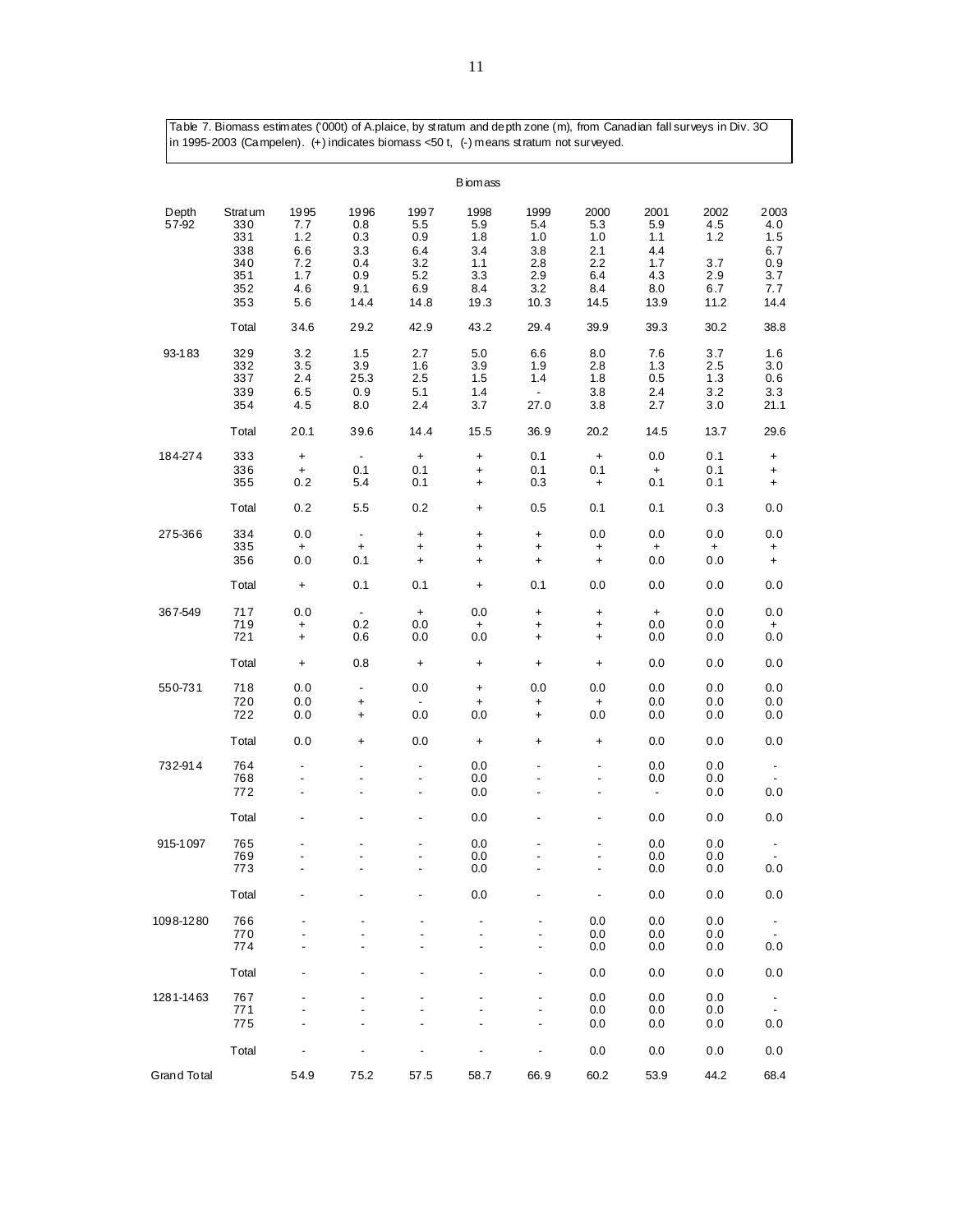Table 7. Biomass estimates ('000t) of A.plaice, by stratum and depth zone (m), from Canadian fall surveys in Div. 3O in 1995-2003 (Campelen). (+) indicates biomass <50 t, (-) means stratum not surveyed.

| | | Biomass | | | | | | | | |
|---|---|---|---|---|---|---|---|---|---|---|
| Depth | Stratum | 1995 | 1996 | 1997 | 1998 | 1999 | 2000 | 2001 | 2002 | 2003 |
| 57-92 | 330 | 7.7 | 0.8 | 5.5 | 5.9 | 5.4 | 5.3 | 5.9 | 4.5 | 4.0 |
| | 331 | 1.2 | 0.3 | 0.9 | 1.8 | 1.0 | 1.0 | 1.1 | 1.2 | 1.5 |
| | 338 | 6.6 | 3.3 | 6.4 | 3.4 | 3.8 | 2.1 | 4.4 | | 6.7 |
| | 340 | 7.2 | 0.4 | 3.2 | 1.1 | 2.8 | 2.2 | 1.7 | 3.7 | 0.9 |
| | 351 | 1.7 | 0.9 | 5.2 | 3.3 | 2.9 | 6.4 | 4.3 | 2.9 | 3.7 |
| | 352 | 4.6 | 9.1 | 6.9 | 8.4 | 3.2 | 8.4 | 8.0 | 6.7 | 7.7 |
| | 353 | 5.6 | 14.4 | 14.8 | 19.3 | 10.3 | 14.5 | 13.9 | 11.2 | 14.4 |
| | Total | 34.6 | 29.2 | 42.9 | 43.2 | 29.4 | 39.9 | 39.3 | 30.2 | 38.8 |
| 93-183 | 329 | 3.2 | 1.5 | 2.7 | 5.0 | 6.6 | 8.0 | 7.6 | 3.7 | 1.6 |
| | 332 | 3.5 | 3.9 | 1.6 | 3.9 | 1.9 | 2.8 | 1.3 | 2.5 | 3.0 |
| | 337 | 2.4 | 25.3 | 2.5 | 1.5 | 1.4 | 1.8 | 0.5 | 1.3 | 0.6 |
| | 339 | 6.5 | 0.9 | 5.1 | 1.4 | - | 3.8 | 2.4 | 3.2 | 3.3 |
| | 354 | 4.5 | 8.0 | 2.4 | 3.7 | 27.0 | 3.8 | 2.7 | 3.0 | 21.1 |
| | Total | 20.1 | 39.6 | 14.4 | 15.5 | 36.9 | 20.2 | 14.5 | 13.7 | 29.6 |
| 184-274 | 333 | + | - | + | + | 0.1 | + | 0.0 | 0.1 | + |
| | 336 | + | 0.1 | 0.1 | + | 0.1 | 0.1 | + | 0.1 | + |
| | 355 | 0.2 | 5.4 | 0.1 | + | 0.3 | + | 0.1 | 0.1 | + |
| | Total | 0.2 | 5.5 | 0.2 | + | 0.5 | 0.1 | 0.1 | 0.3 | 0.0 |
| 275-366 | 334 | 0.0 | - | + | + | + | 0.0 | 0.0 | 0.0 | 0.0 |
| | 335 | + | + | + | + | + | + | + | + | + |
| | 356 | 0.0 | 0.1 | + | + | + | + | 0.0 | 0.0 | + |
| | Total | + | 0.1 | 0.1 | + | 0.1 | 0.0 | 0.0 | 0.0 | 0.0 |
| 367-549 | 717 | 0.0 | - | + | 0.0 | + | + | + | 0.0 | 0.0 |
| | 719 | + | 0.2 | 0.0 | + | + | + | 0.0 | 0.0 | + |
| | 721 | + | 0.6 | 0.0 | 0.0 | + | + | 0.0 | 0.0 | 0.0 |
| | Total | + | 0.8 | + | + | + | + | 0.0 | 0.0 | 0.0 |
| 550-731 | 718 | 0.0 | - | 0.0 | + | 0.0 | 0.0 | 0.0 | 0.0 | 0.0 |
| | 720 | 0.0 | + | - | + | + | + | 0.0 | 0.0 | 0.0 |
| | 722 | 0.0 | + | 0.0 | 0.0 | + | 0.0 | 0.0 | 0.0 | 0.0 |
| | Total | 0.0 | + | 0.0 | + | + | + | 0.0 | 0.0 | 0.0 |
| 732-914 | 764 | - | - | - | 0.0 | - | - | 0.0 | 0.0 | - |
| | 768 | - | - | - | 0.0 | - | - | 0.0 | 0.0 | - |
| | 772 | - | - | - | 0.0 | - | - | - | 0.0 | 0.0 |
| | Total | - | - | - | 0.0 | - | - | 0.0 | 0.0 | 0.0 |
| 915-1097 | 765 | - | - | - | 0.0 | - | - | 0.0 | 0.0 | - |
| | 769 | - | - | - | 0.0 | - | - | 0.0 | 0.0 | - |
| | 773 | - | - | - | 0.0 | - | - | 0.0 | 0.0 | 0.0 |
| | Total | - | - | - | 0.0 | - | - | 0.0 | 0.0 | 0.0 |
| 1098-1280 | 766 | - | - | - | - | - | 0.0 | 0.0 | 0.0 | - |
| | 770 | - | - | - | - | - | 0.0 | 0.0 | 0.0 | - |
| | 774 | - | - | - | - | - | 0.0 | 0.0 | 0.0 | 0.0 |
| | Total | - | - | - | - | - | 0.0 | 0.0 | 0.0 | 0.0 |
| 1281-1463 | 767 | - | - | - | - | - | 0.0 | 0.0 | 0.0 | - |
| | 771 | - | - | - | - | - | 0.0 | 0.0 | 0.0 | - |
| | 775 | - | - | - | - | - | 0.0 | 0.0 | 0.0 | 0.0 |
| | Total | - | - | - | - | - | 0.0 | 0.0 | 0.0 | 0.0 |
| Grand Total | | 54.9 | 75.2 | 57.5 | 58.7 | 66.9 | 60.2 | 53.9 | 44.2 | 68.4 |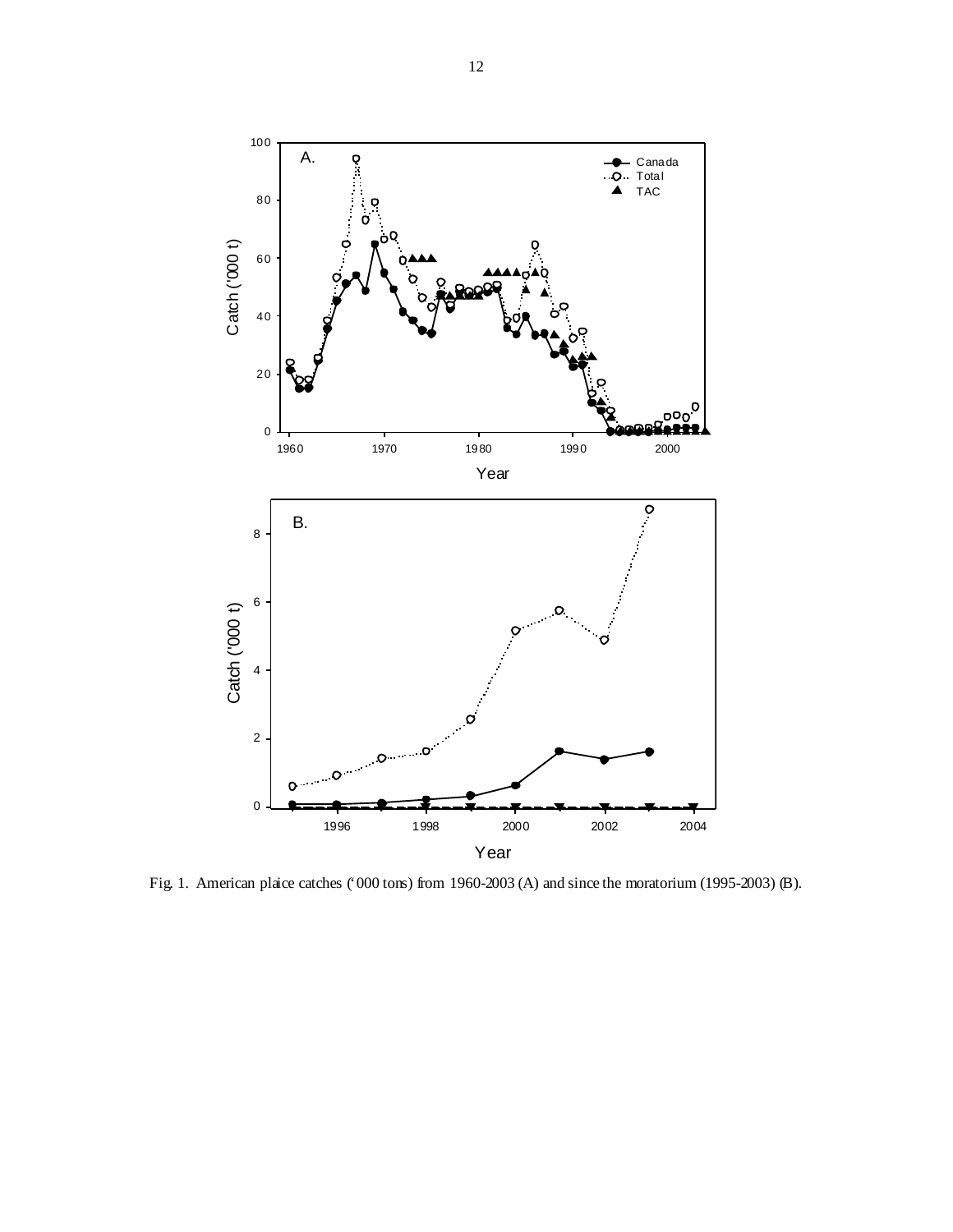Fig. 1. American plaice catches ('000 tons) from 1960-2003 (A) and since the moratorium (1995-2003) (B).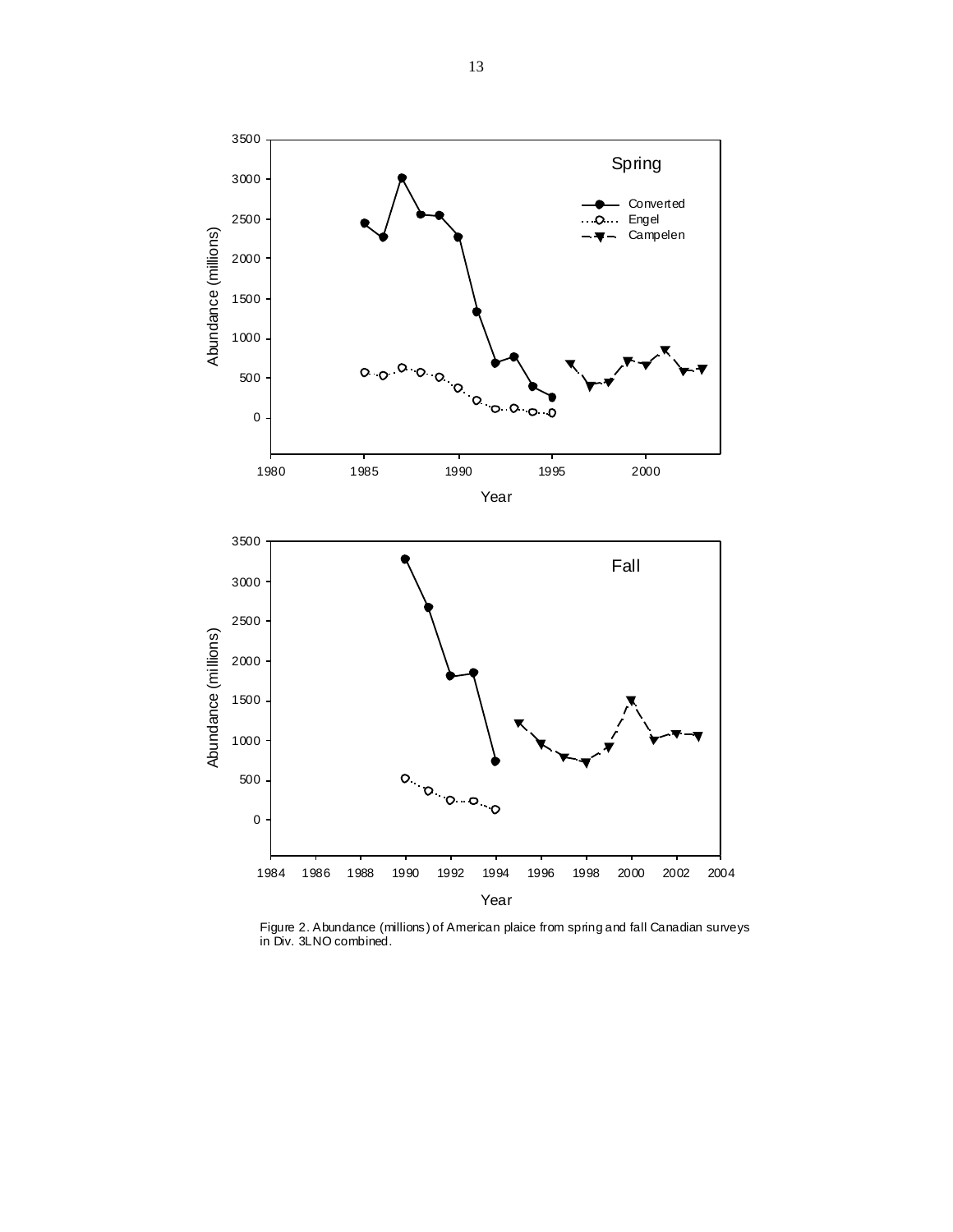Figure 2. Abundance (millions) of American plaice from spring and fall Canadian surveys in Div. 3LNO combined.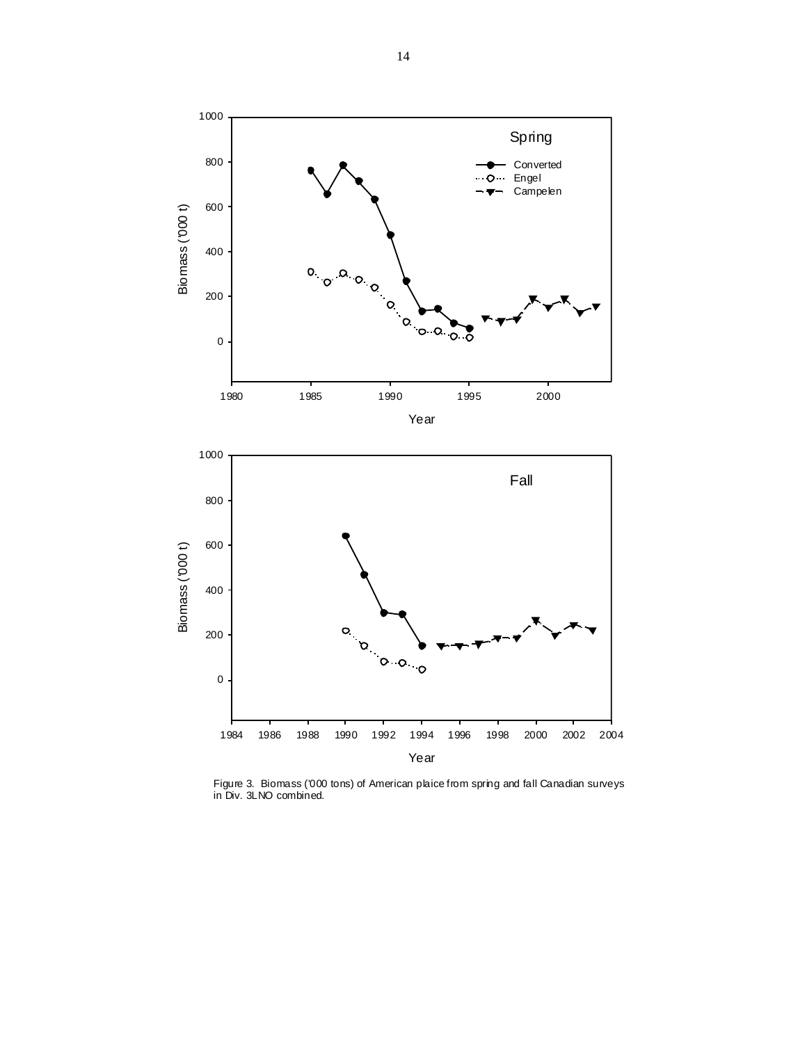Figure 3. Biomass ('000 tons) of American plaice from spring and fall Canadian surveys in Div. 3LNO combined.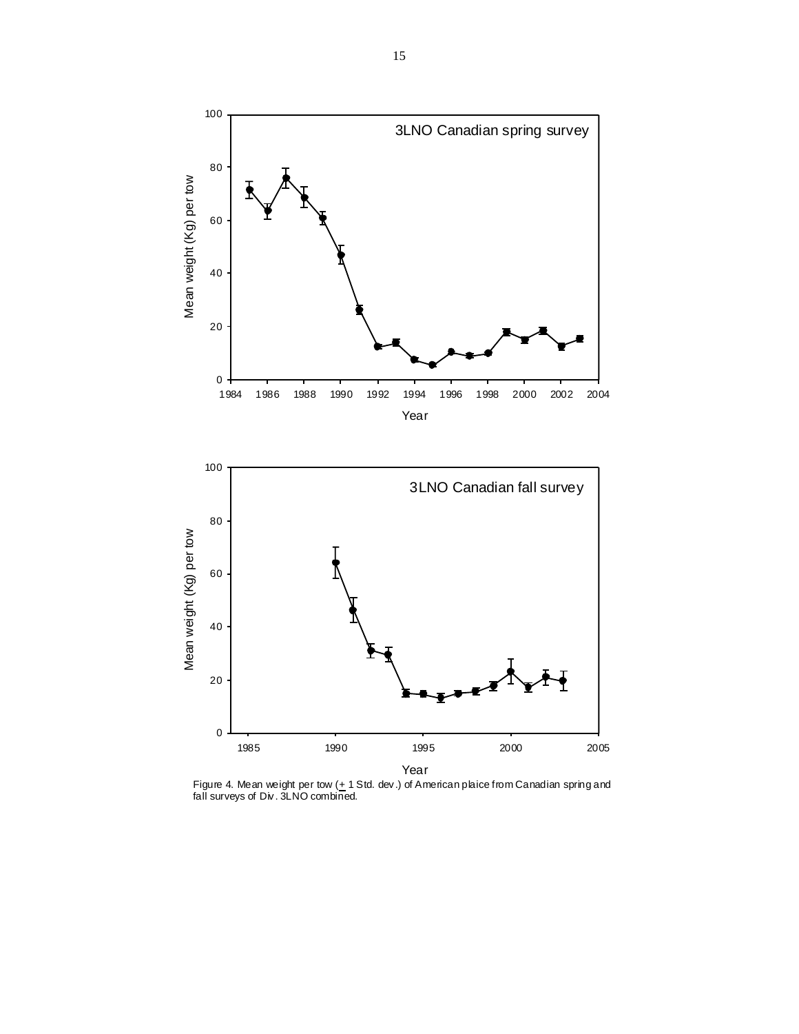Figure 4. Mean weight per tow (± 1 Std. dev.) of American plaice from Canadian spring and fall surveys of Div. 3LNO combined.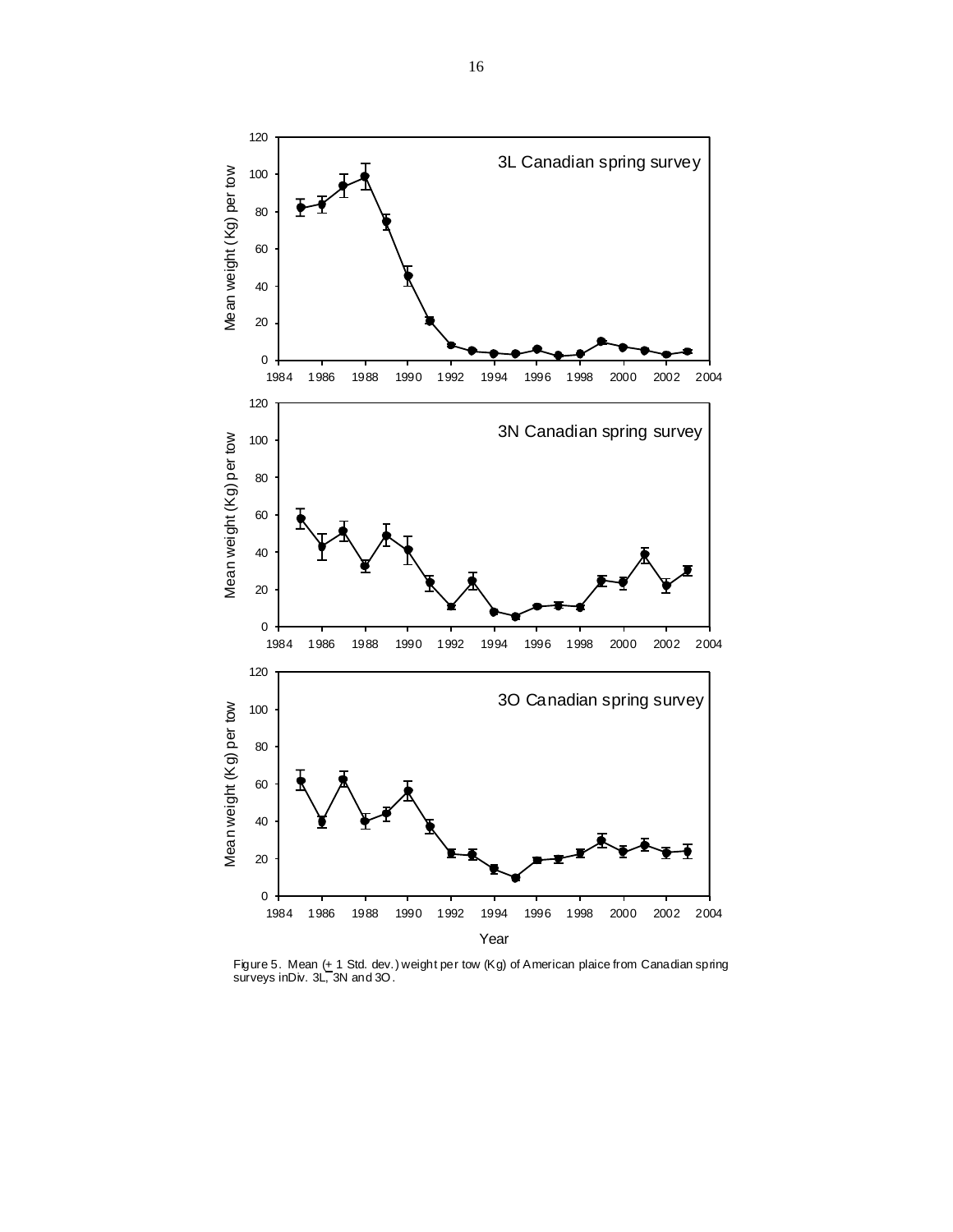Figure 5. Mean (+ 1 Std. dev.) weight per tow (Kg) of American plaice from Canadian spring surveys in Div. 3L, 3N and 3O.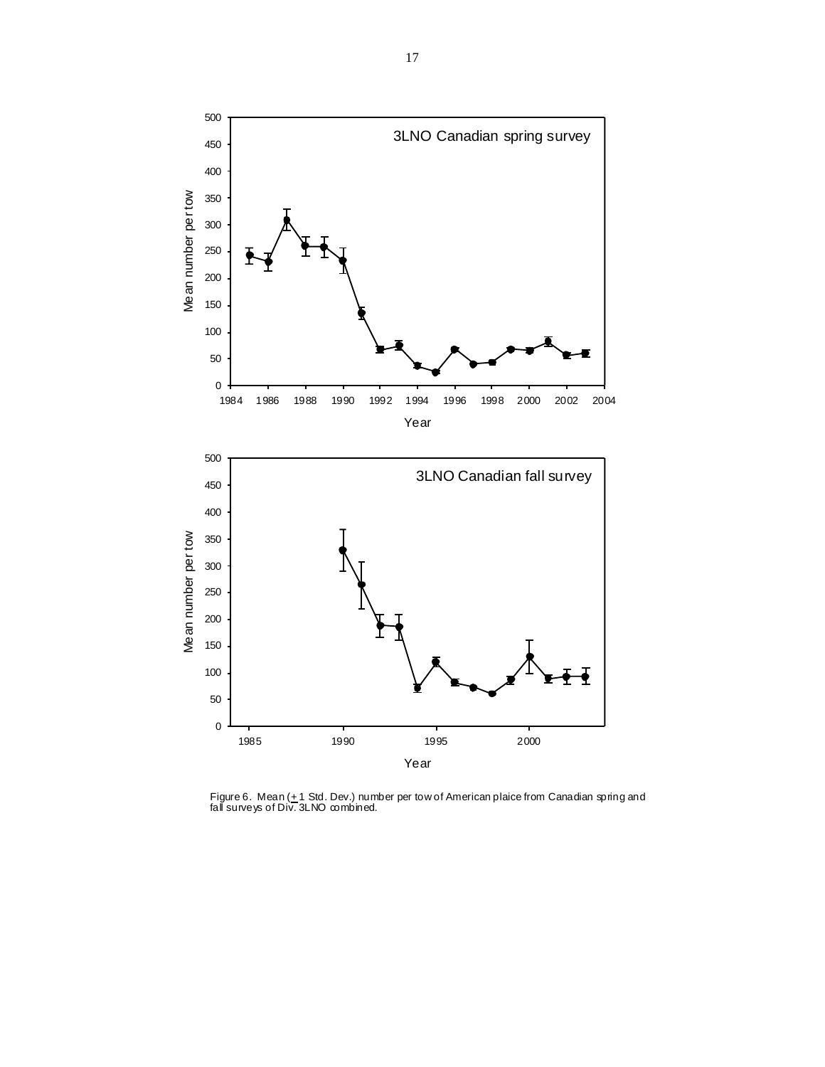Figure 6. Mean ($\pm$ 1 Std. Dev.) number per tow of American plaice from Canadian spring and fall surveys of Div. 3LNO combined.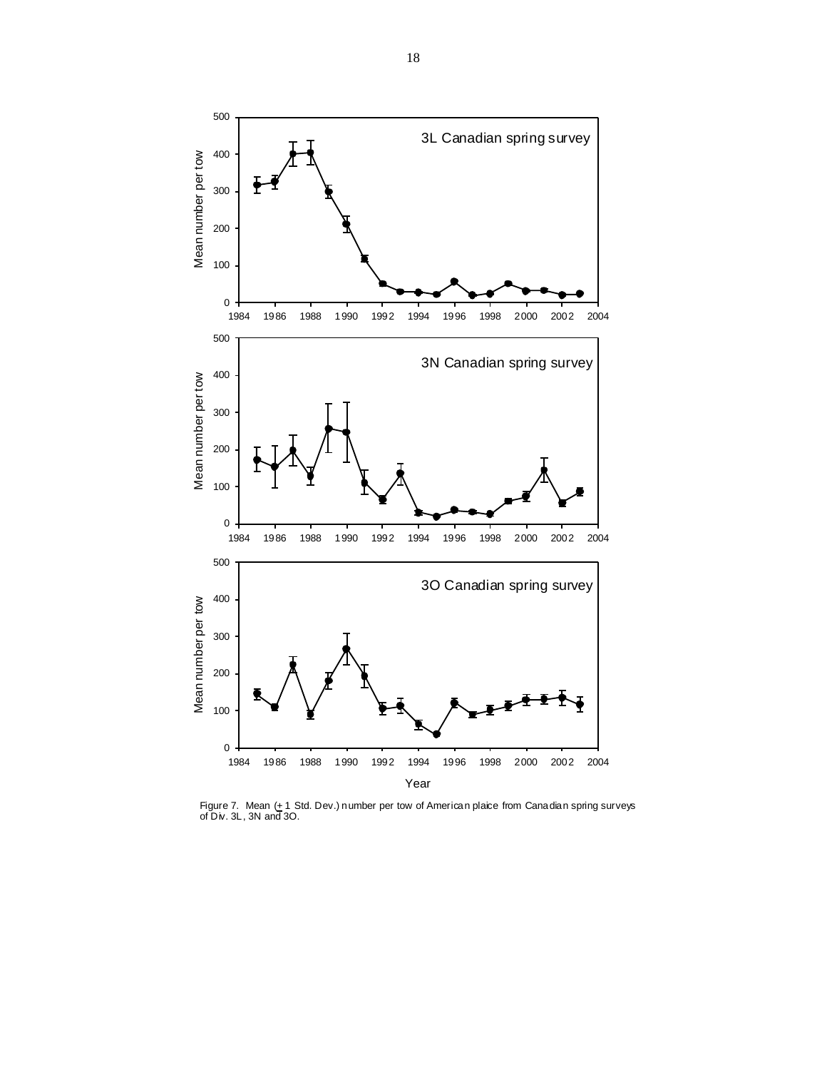Figure 7. Mean (+ 1 Std. Dev.) number per tow of American plaice from Canadian spring surveys of Div. 3L, 3N and 3O.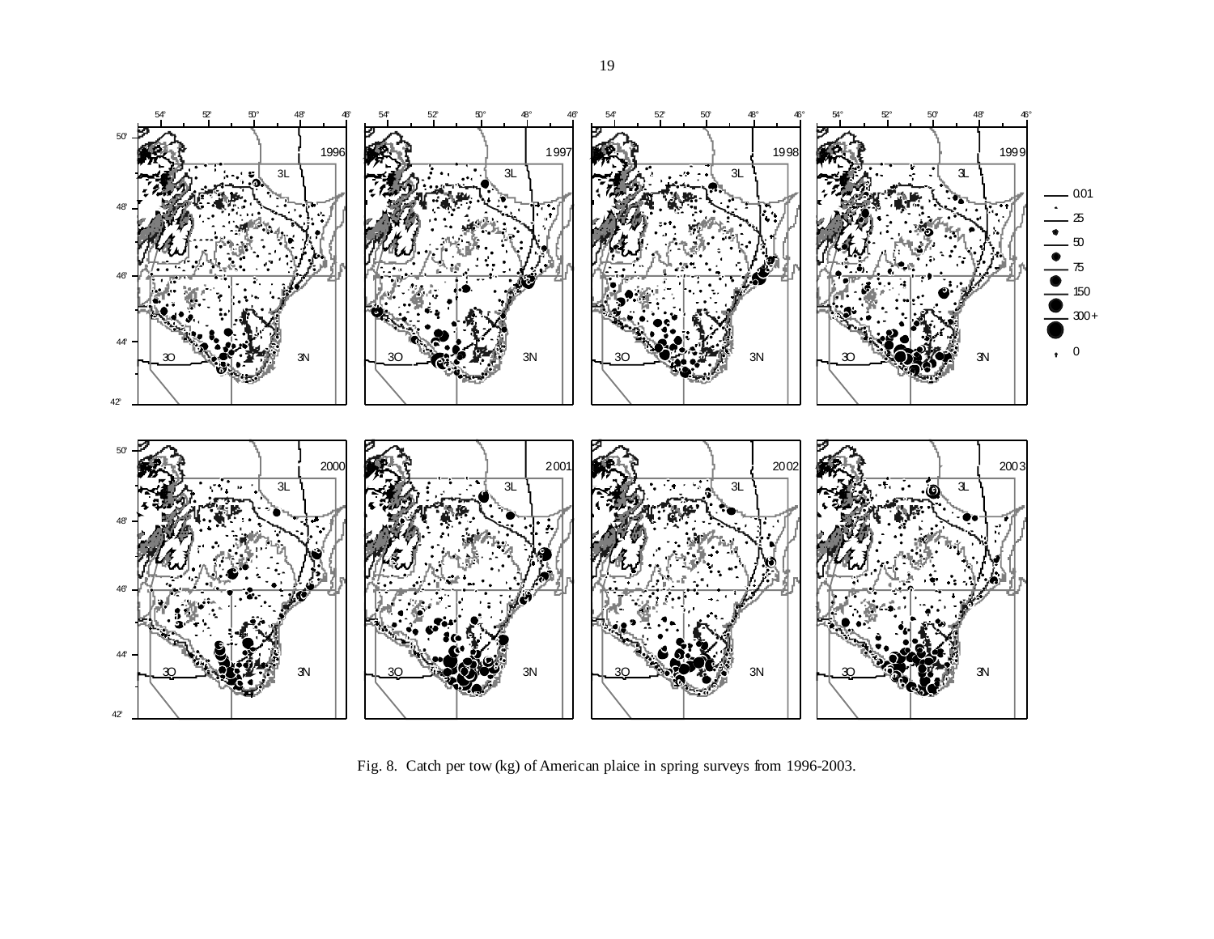Fig. 8. Catch per tow (kg) of American plaice in spring surveys from 1996-2003.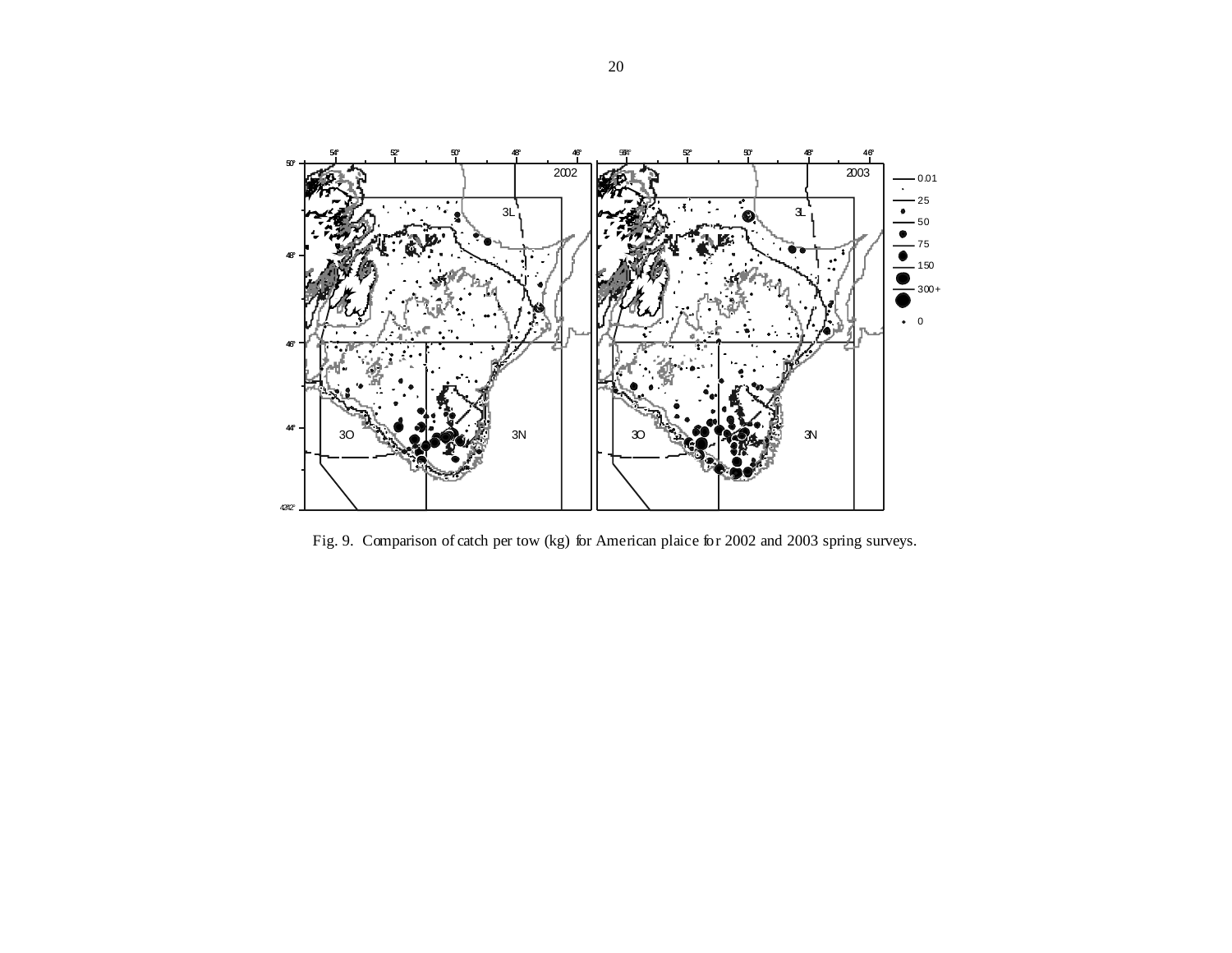Fig. 9. Comparison of catch per tow (kg) for American plaice for 2002 and 2003 spring surveys.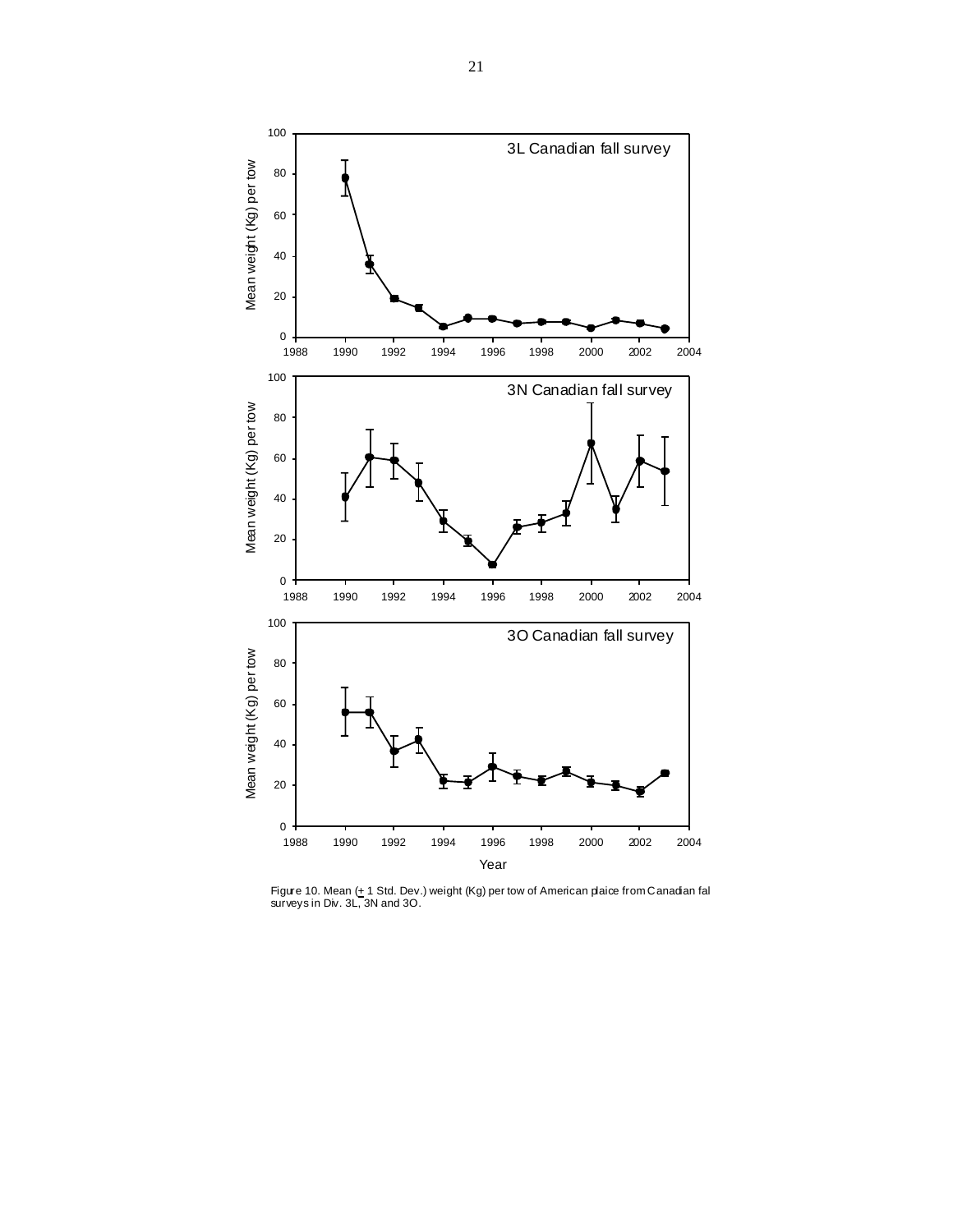Figure 10. Mean (+ 1 Std. Dev.) weight (Kg) per tow of American plaice from Canadian fal surveys in Div. 3L, 3N and 3O.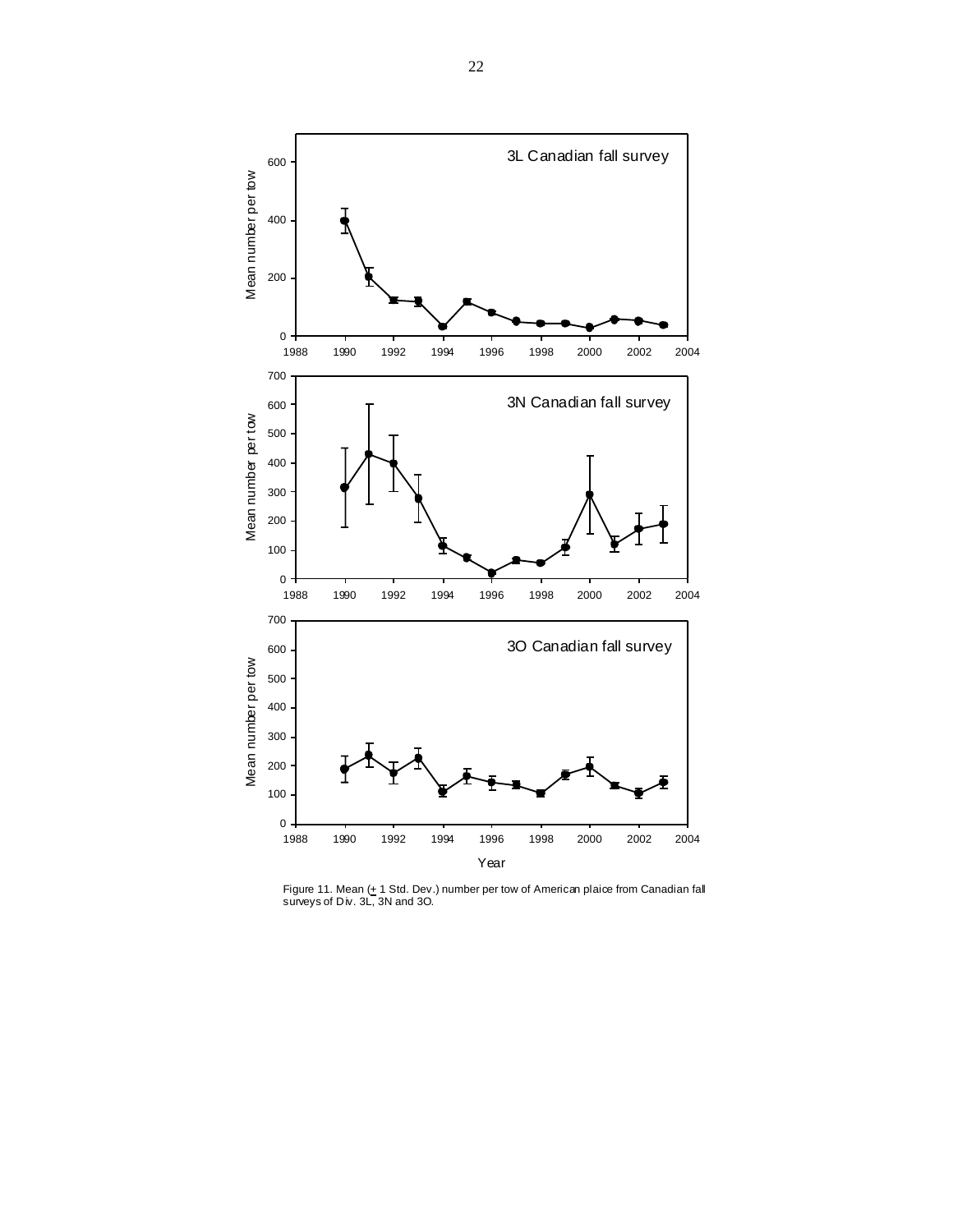Figure 11. Mean (+ 1 Std. Dev.) number per tow of American plaice from Canadian fall surveys of Div. 3L, 3N and 3O.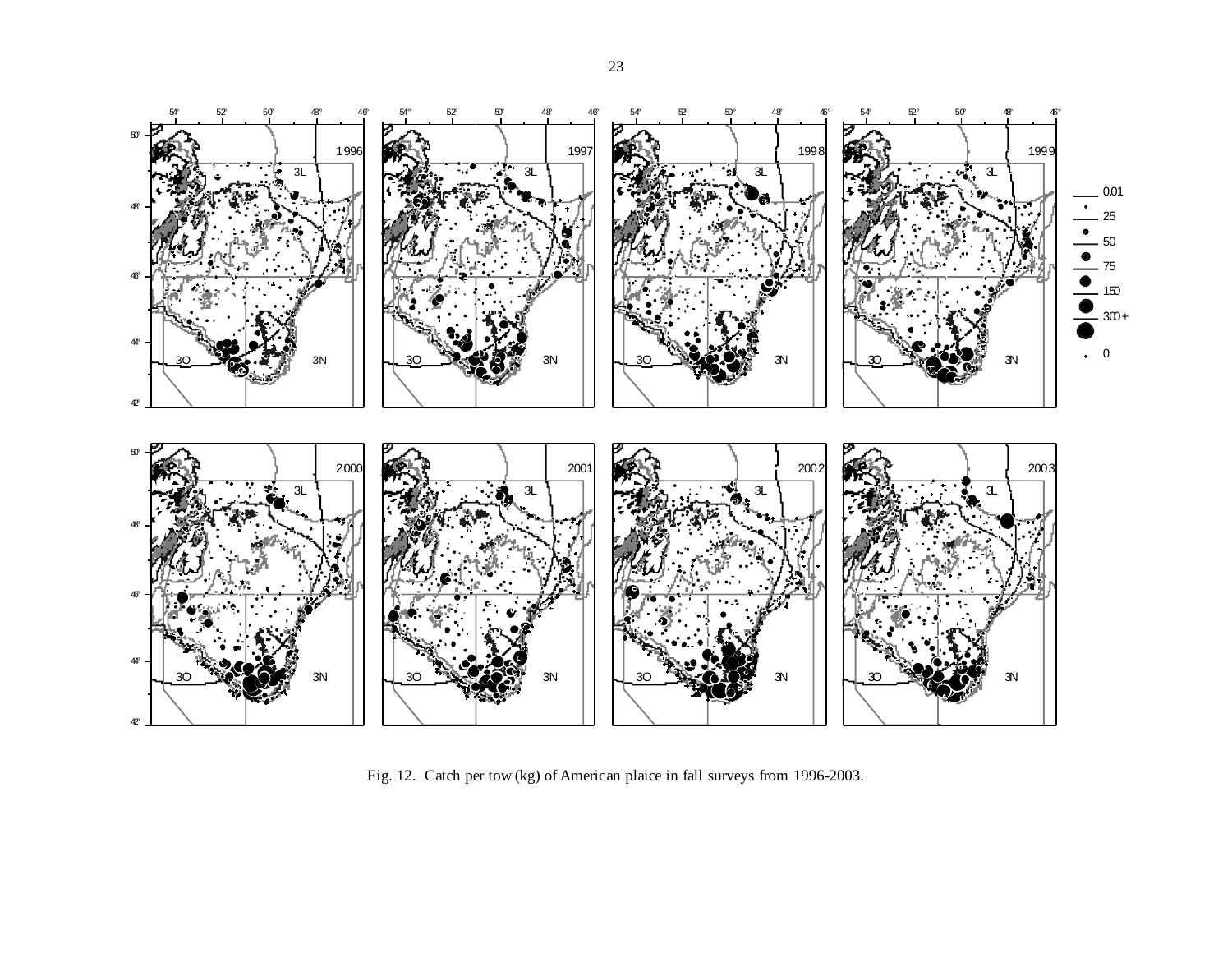Fig. 12. Catch per tow (kg) of American plaice in fall surveys from 1996-2003.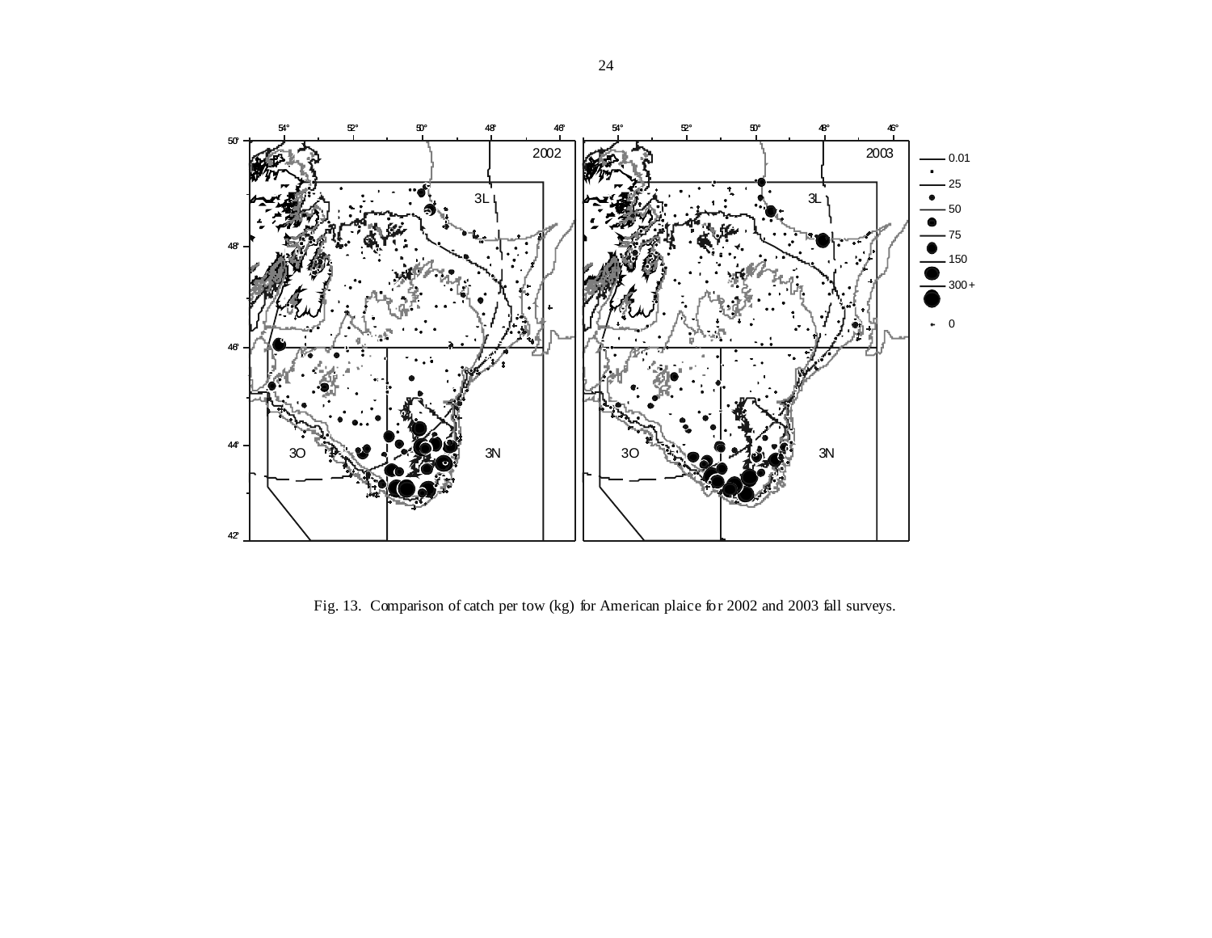54° 52° 50° 48° 46°

50°

48°

46°

44°

42°

2002

3L

3O

3N

54° 52° 50° 48° 46°

2003

3L

3O

3N

0.01

25

50

75

150

300+

0

Fig. 13. Comparison of catch per tow (kg) for American plaice for 2002 and 2003 fall surveys.